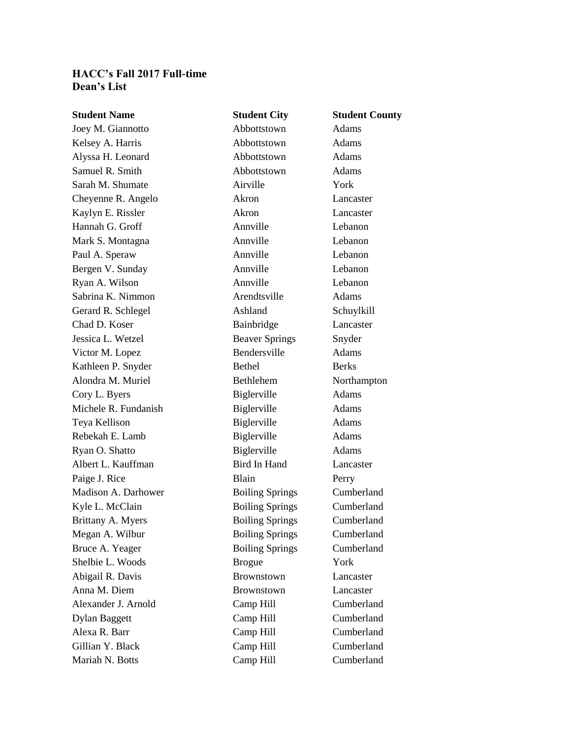**HACC's Fall 2017 Full-time Dean's List**

| Student Name | Student City | Student County |
|---|---|---|
| Joey M. Giannotto | Abbottstown | Adams |
| Kelsey A. Harris | Abbottstown | Adams |
| Alyssa H. Leonard | Abbottstown | Adams |
| Samuel R. Smith | Abbottstown | Adams |
| Sarah M. Shumate | Airville | York |
| Cheyenne R. Angelo | Akron | Lancaster |
| Kaylyn E. Rissler | Akron | Lancaster |
| Hannah G. Groff | Annville | Lebanon |
| Mark S. Montagna | Annville | Lebanon |
| Paul A. Speraw | Annville | Lebanon |
| Bergen V. Sunday | Annville | Lebanon |
| Ryan A. Wilson | Annville | Lebanon |
| Sabrina K. Nimmon | Arendtsville | Adams |
| Gerard R. Schlegel | Ashland | Schuylkill |
| Chad D. Koser | Bainbridge | Lancaster |
| Jessica L. Wetzel | Beaver Springs | Snyder |
| Victor M. Lopez | Bendersville | Adams |
| Kathleen P. Snyder | Bethel | Berks |
| Alondra M. Muriel | Bethlehem | Northampton |
| Cory L. Byers | Biglerville | Adams |
| Michele R. Fundanish | Biglerville | Adams |
| Teya Kellison | Biglerville | Adams |
| Rebekah E. Lamb | Biglerville | Adams |
| Ryan O. Shatto | Biglerville | Adams |
| Albert L. Kauffman | Bird In Hand | Lancaster |
| Paige J. Rice | Blain | Perry |
| Madison A. Darhower | Boiling Springs | Cumberland |
| Kyle L. McClain | Boiling Springs | Cumberland |
| Brittany A. Myers | Boiling Springs | Cumberland |
| Megan A. Wilbur | Boiling Springs | Cumberland |
| Bruce A. Yeager | Boiling Springs | Cumberland |
| Shelbie L. Woods | Brogue | York |
| Abigail R. Davis | Brownstown | Lancaster |
| Anna M. Diem | Brownstown | Lancaster |
| Alexander J. Arnold | Camp Hill | Cumberland |
| Dylan Baggett | Camp Hill | Cumberland |
| Alexa R. Barr | Camp Hill | Cumberland |
| Gillian Y. Black | Camp Hill | Cumberland |
| Mariah N. Botts | Camp Hill | Cumberland |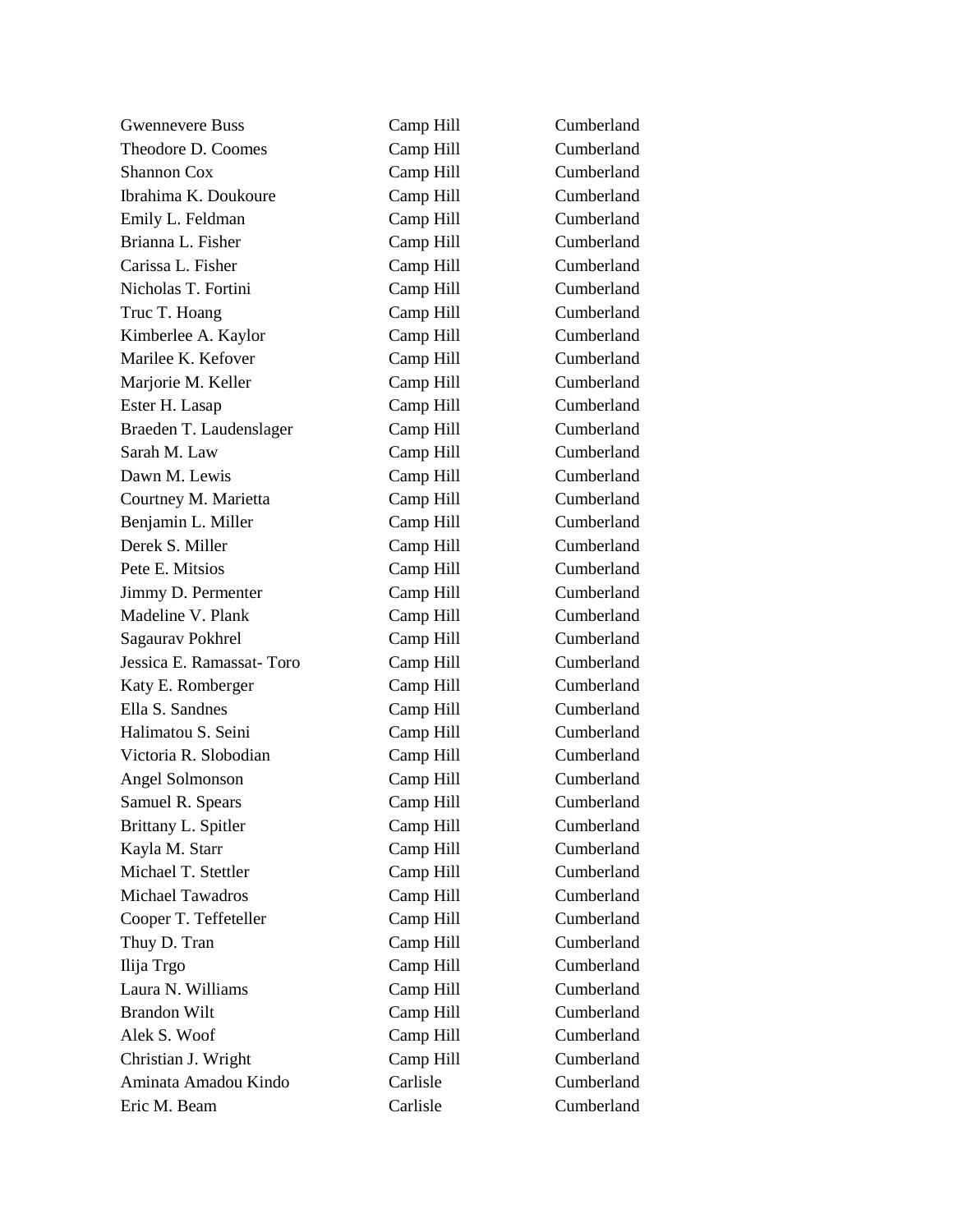| | | |
|---|---|---|
| Gwennevere Buss | Camp Hill | Cumberland |
| Theodore D. Coomes | Camp Hill | Cumberland |
| Shannon Cox | Camp Hill | Cumberland |
| Ibrahima K. Doukoure | Camp Hill | Cumberland |
| Emily L. Feldman | Camp Hill | Cumberland |
| Brianna L. Fisher | Camp Hill | Cumberland |
| Carissa L. Fisher | Camp Hill | Cumberland |
| Nicholas T. Fortini | Camp Hill | Cumberland |
| Truc T. Hoang | Camp Hill | Cumberland |
| Kimberlee A. Kaylor | Camp Hill | Cumberland |
| Marilee K. Kefover | Camp Hill | Cumberland |
| Marjorie M. Keller | Camp Hill | Cumberland |
| Ester H. Lasap | Camp Hill | Cumberland |
| Braeden T. Laudenslager | Camp Hill | Cumberland |
| Sarah M. Law | Camp Hill | Cumberland |
| Dawn M. Lewis | Camp Hill | Cumberland |
| Courtney M. Marietta | Camp Hill | Cumberland |
| Benjamin L. Miller | Camp Hill | Cumberland |
| Derek S. Miller | Camp Hill | Cumberland |
| Pete E. Mitsios | Camp Hill | Cumberland |
| Jimmy D. Permenter | Camp Hill | Cumberland |
| Madeline V. Plank | Camp Hill | Cumberland |
| Sagaurav Pokhrel | Camp Hill | Cumberland |
| Jessica E. Ramassat- Toro | Camp Hill | Cumberland |
| Katy E. Romberger | Camp Hill | Cumberland |
| Ella S. Sandnes | Camp Hill | Cumberland |
| Halimatou S. Seini | Camp Hill | Cumberland |
| Victoria R. Slobodian | Camp Hill | Cumberland |
| Angel Solmonson | Camp Hill | Cumberland |
| Samuel R. Spears | Camp Hill | Cumberland |
| Brittany L. Spitler | Camp Hill | Cumberland |
| Kayla M. Starr | Camp Hill | Cumberland |
| Michael T. Stettler | Camp Hill | Cumberland |
| Michael Tawadros | Camp Hill | Cumberland |
| Cooper T. Teffeteller | Camp Hill | Cumberland |
| Thuy D. Tran | Camp Hill | Cumberland |
| Ilija Trgo | Camp Hill | Cumberland |
| Laura N. Williams | Camp Hill | Cumberland |
| Brandon Wilt | Camp Hill | Cumberland |
| Alek S. Woof | Camp Hill | Cumberland |
| Christian J. Wright | Camp Hill | Cumberland |
| Aminata Amadou Kindo | Carlisle | Cumberland |
| Eric M. Beam | Carlisle | Cumberland |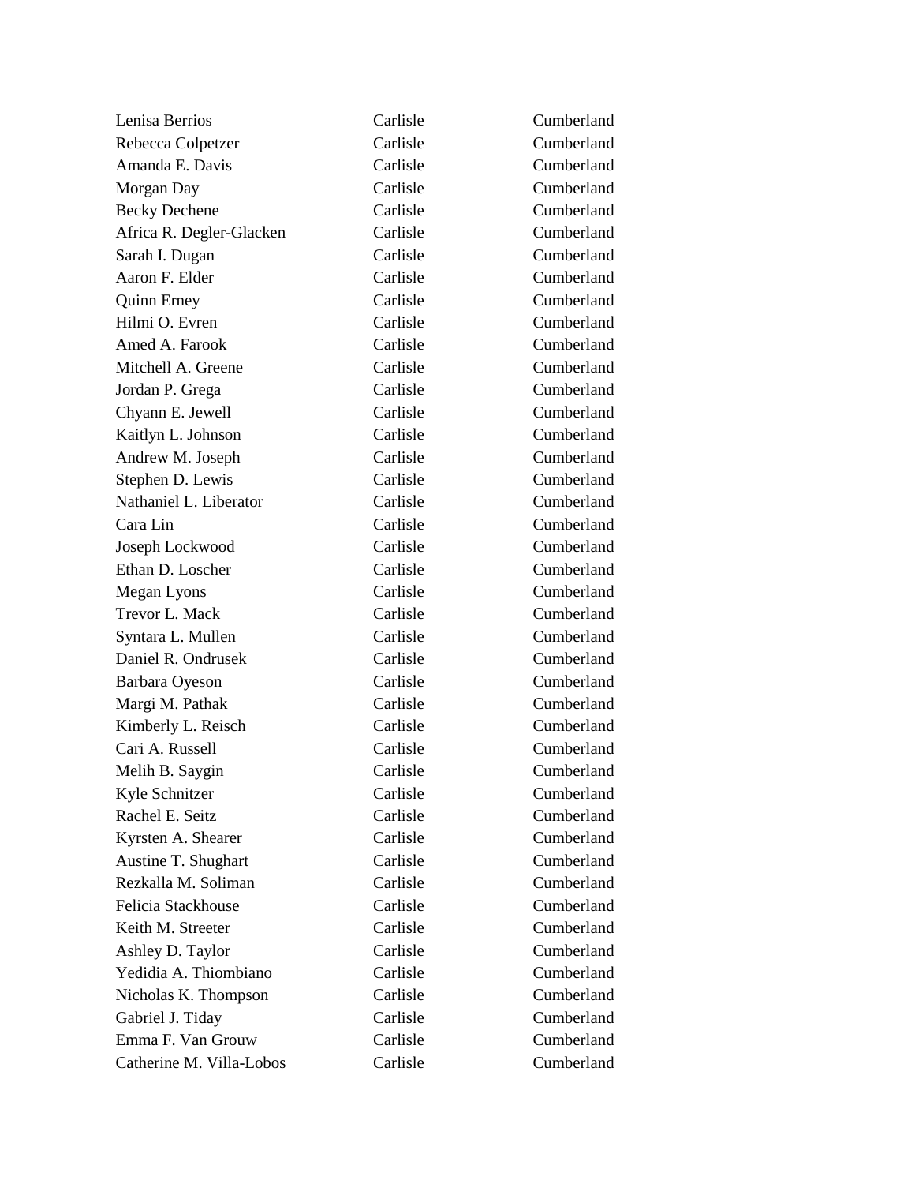| | | |
|---|---|---|
| Lenisa Berrios | Carlisle | Cumberland |
| Rebecca Colpetzer | Carlisle | Cumberland |
| Amanda E. Davis | Carlisle | Cumberland |
| Morgan Day | Carlisle | Cumberland |
| Becky Dechene | Carlisle | Cumberland |
| Africa R. Degler-Glacken | Carlisle | Cumberland |
| Sarah I. Dugan | Carlisle | Cumberland |
| Aaron F. Elder | Carlisle | Cumberland |
| Quinn Erney | Carlisle | Cumberland |
| Hilmi O. Evren | Carlisle | Cumberland |
| Amed A. Farook | Carlisle | Cumberland |
| Mitchell A. Greene | Carlisle | Cumberland |
| Jordan P. Grega | Carlisle | Cumberland |
| Chyann E. Jewell | Carlisle | Cumberland |
| Kaitlyn L. Johnson | Carlisle | Cumberland |
| Andrew M. Joseph | Carlisle | Cumberland |
| Stephen D. Lewis | Carlisle | Cumberland |
| Nathaniel L. Liberator | Carlisle | Cumberland |
| Cara Lin | Carlisle | Cumberland |
| Joseph Lockwood | Carlisle | Cumberland |
| Ethan D. Loscher | Carlisle | Cumberland |
| Megan Lyons | Carlisle | Cumberland |
| Trevor L. Mack | Carlisle | Cumberland |
| Syntara L. Mullen | Carlisle | Cumberland |
| Daniel R. Ondrusek | Carlisle | Cumberland |
| Barbara Oyeson | Carlisle | Cumberland |
| Margi M. Pathak | Carlisle | Cumberland |
| Kimberly L. Reisch | Carlisle | Cumberland |
| Cari A. Russell | Carlisle | Cumberland |
| Melih B. Saygin | Carlisle | Cumberland |
| Kyle Schnitzer | Carlisle | Cumberland |
| Rachel E. Seitz | Carlisle | Cumberland |
| Kyrsten A. Shearer | Carlisle | Cumberland |
| Austine T. Shughart | Carlisle | Cumberland |
| Rezkalla M. Soliman | Carlisle | Cumberland |
| Felicia Stackhouse | Carlisle | Cumberland |
| Keith M. Streeter | Carlisle | Cumberland |
| Ashley D. Taylor | Carlisle | Cumberland |
| Yedidia A. Thiombiano | Carlisle | Cumberland |
| Nicholas K. Thompson | Carlisle | Cumberland |
| Gabriel J. Tiday | Carlisle | Cumberland |
| Emma F. Van Grouw | Carlisle | Cumberland |
| Catherine M. Villa-Lobos | Carlisle | Cumberland |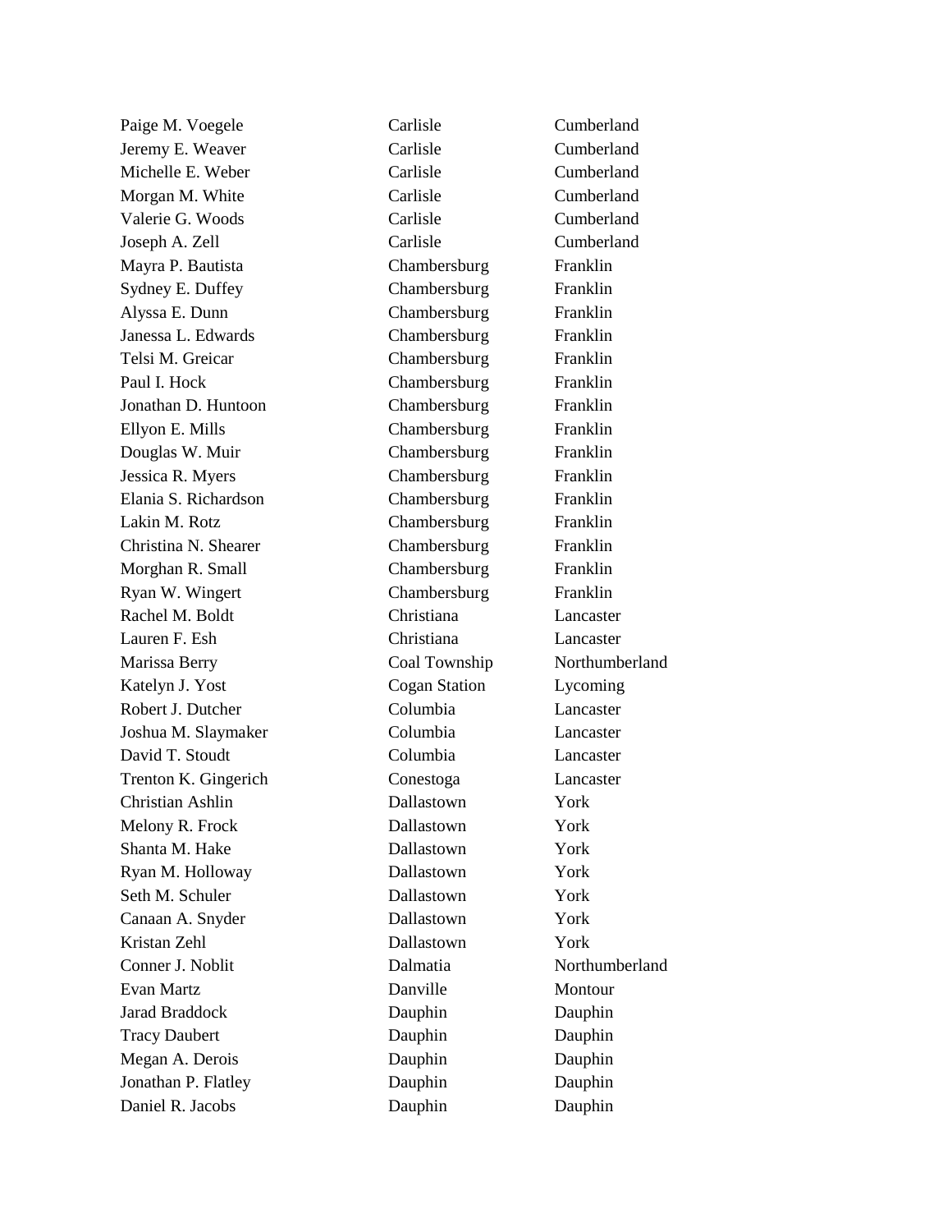| | | |
|---|---|---|
| Paige M. Voegele | Carlisle | Cumberland |
| Jeremy E. Weaver | Carlisle | Cumberland |
| Michelle E. Weber | Carlisle | Cumberland |
| Morgan M. White | Carlisle | Cumberland |
| Valerie G. Woods | Carlisle | Cumberland |
| Joseph A. Zell | Carlisle | Cumberland |
| Mayra P. Bautista | Chambersburg | Franklin |
| Sydney E. Duffey | Chambersburg | Franklin |
| Alyssa E. Dunn | Chambersburg | Franklin |
| Janessa L. Edwards | Chambersburg | Franklin |
| Telsi M. Greicar | Chambersburg | Franklin |
| Paul I. Hock | Chambersburg | Franklin |
| Jonathan D. Huntoon | Chambersburg | Franklin |
| Ellyon E. Mills | Chambersburg | Franklin |
| Douglas W. Muir | Chambersburg | Franklin |
| Jessica R. Myers | Chambersburg | Franklin |
| Elania S. Richardson | Chambersburg | Franklin |
| Lakin M. Rotz | Chambersburg | Franklin |
| Christina N. Shearer | Chambersburg | Franklin |
| Morghan R. Small | Chambersburg | Franklin |
| Ryan W. Wingert | Chambersburg | Franklin |
| Rachel M. Boldt | Christiana | Lancaster |
| Lauren F. Esh | Christiana | Lancaster |
| Marissa Berry | Coal Township | Northumberland |
| Katelyn J. Yost | Cogan Station | Lycoming |
| Robert J. Dutcher | Columbia | Lancaster |
| Joshua M. Slaymaker | Columbia | Lancaster |
| David T. Stoudt | Columbia | Lancaster |
| Trenton K. Gingerich | Conestoga | Lancaster |
| Christian Ashlin | Dallastown | York |
| Melony R. Frock | Dallastown | York |
| Shanta M. Hake | Dallastown | York |
| Ryan M. Holloway | Dallastown | York |
| Seth M. Schuler | Dallastown | York |
| Canaan A. Snyder | Dallastown | York |
| Kristan Zehl | Dallastown | York |
| Conner J. Noblit | Dalmatia | Northumberland |
| Evan Martz | Danville | Montour |
| Jarad Braddock | Dauphin | Dauphin |
| Tracy Daubert | Dauphin | Dauphin |
| Megan A. Derois | Dauphin | Dauphin |
| Jonathan P. Flatley | Dauphin | Dauphin |
| Daniel R. Jacobs | Dauphin | Dauphin |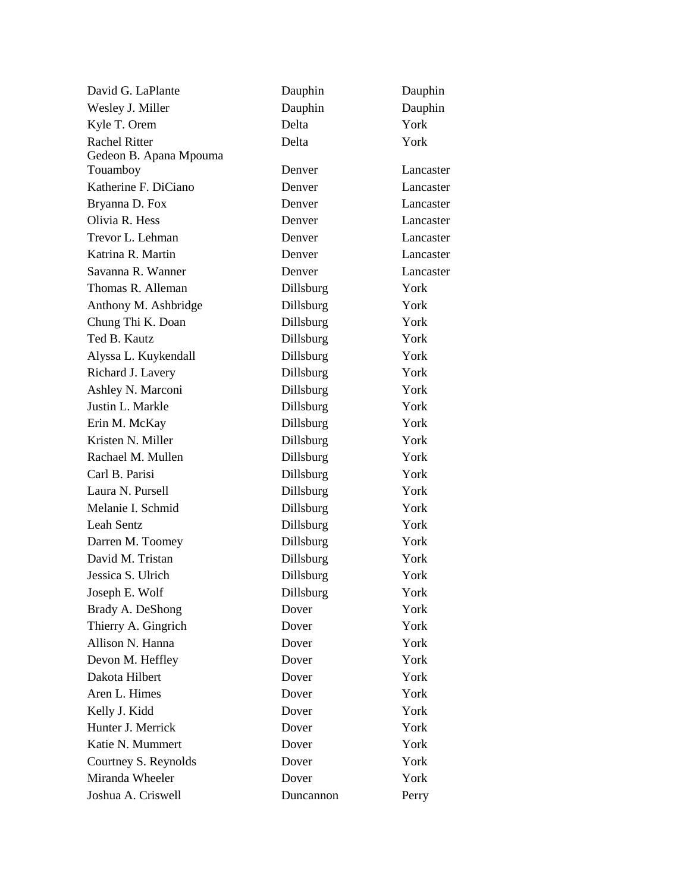| | | |
|---|---|---|
| David G. LaPlante | Dauphin | Dauphin |
| Wesley J. Miller | Dauphin | Dauphin |
| Kyle T. Orem | Delta | York |
| Rachel Ritter | Delta | York |
| Gedeon B. Apana Mpouma Touamboy | Denver | Lancaster |
| Katherine F. DiCiano | Denver | Lancaster |
| Bryanna D. Fox | Denver | Lancaster |
| Olivia R. Hess | Denver | Lancaster |
| Trevor L. Lehman | Denver | Lancaster |
| Katrina R. Martin | Denver | Lancaster |
| Savanna R. Wanner | Denver | Lancaster |
| Thomas R. Alleman | Dillsburg | York |
| Anthony M. Ashbridge | Dillsburg | York |
| Chung Thi K. Doan | Dillsburg | York |
| Ted B. Kautz | Dillsburg | York |
| Alyssa L. Kuykendall | Dillsburg | York |
| Richard J. Lavery | Dillsburg | York |
| Ashley N. Marconi | Dillsburg | York |
| Justin L. Markle | Dillsburg | York |
| Erin M. McKay | Dillsburg | York |
| Kristen N. Miller | Dillsburg | York |
| Rachael M. Mullen | Dillsburg | York |
| Carl B. Parisi | Dillsburg | York |
| Laura N. Pursell | Dillsburg | York |
| Melanie I. Schmid | Dillsburg | York |
| Leah Sentz | Dillsburg | York |
| Darren M. Toomey | Dillsburg | York |
| David M. Tristan | Dillsburg | York |
| Jessica S. Ulrich | Dillsburg | York |
| Joseph E. Wolf | Dillsburg | York |
| Brady A. DeShong | Dover | York |
| Thierry A. Gingrich | Dover | York |
| Allison N. Hanna | Dover | York |
| Devon M. Heffley | Dover | York |
| Dakota Hilbert | Dover | York |
| Aren L. Himes | Dover | York |
| Kelly J. Kidd | Dover | York |
| Hunter J. Merrick | Dover | York |
| Katie N. Mummert | Dover | York |
| Courtney S. Reynolds | Dover | York |
| Miranda Wheeler | Dover | York |
| Joshua A. Criswell | Duncannon | Perry |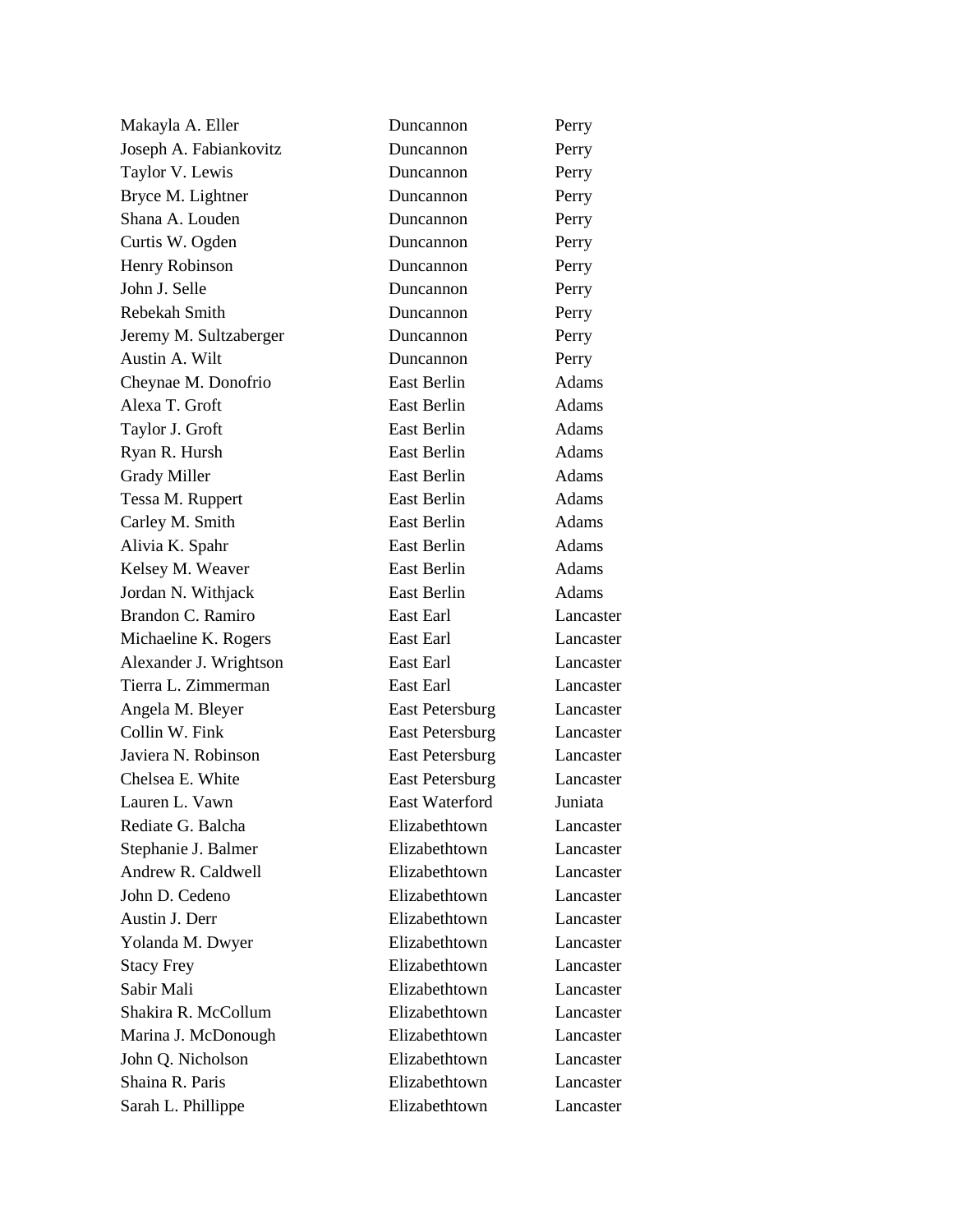| | | |
|---|---|---|
| Makayla A. Eller | Duncannon | Perry |
| Joseph A. Fabiankovitz | Duncannon | Perry |
| Taylor V. Lewis | Duncannon | Perry |
| Bryce M. Lightner | Duncannon | Perry |
| Shana A. Louden | Duncannon | Perry |
| Curtis W. Ogden | Duncannon | Perry |
| Henry Robinson | Duncannon | Perry |
| John J. Selle | Duncannon | Perry |
| Rebekah Smith | Duncannon | Perry |
| Jeremy M. Sultzaberger | Duncannon | Perry |
| Austin A. Wilt | Duncannon | Perry |
| Cheynae M. Donofrio | East Berlin | Adams |
| Alexa T. Groft | East Berlin | Adams |
| Taylor J. Groft | East Berlin | Adams |
| Ryan R. Hursh | East Berlin | Adams |
| Grady Miller | East Berlin | Adams |
| Tessa M. Ruppert | East Berlin | Adams |
| Carley M. Smith | East Berlin | Adams |
| Alivia K. Spahr | East Berlin | Adams |
| Kelsey M. Weaver | East Berlin | Adams |
| Jordan N. Withjack | East Berlin | Adams |
| Brandon C. Ramiro | East Earl | Lancaster |
| Michaeline K. Rogers | East Earl | Lancaster |
| Alexander J. Wrightson | East Earl | Lancaster |
| Tierra L. Zimmerman | East Earl | Lancaster |
| Angela M. Bleyer | East Petersburg | Lancaster |
| Collin W. Fink | East Petersburg | Lancaster |
| Javiera N. Robinson | East Petersburg | Lancaster |
| Chelsea E. White | East Petersburg | Lancaster |
| Lauren L. Vawn | East Waterford | Juniata |
| Rediate G. Balcha | Elizabethtown | Lancaster |
| Stephanie J. Balmer | Elizabethtown | Lancaster |
| Andrew R. Caldwell | Elizabethtown | Lancaster |
| John D. Cedeno | Elizabethtown | Lancaster |
| Austin J. Derr | Elizabethtown | Lancaster |
| Yolanda M. Dwyer | Elizabethtown | Lancaster |
| Stacy Frey | Elizabethtown | Lancaster |
| Sabir Mali | Elizabethtown | Lancaster |
| Shakira R. McCollum | Elizabethtown | Lancaster |
| Marina J. McDonough | Elizabethtown | Lancaster |
| John Q. Nicholson | Elizabethtown | Lancaster |
| Shaina R. Paris | Elizabethtown | Lancaster |
| Sarah L. Phillippe | Elizabethtown | Lancaster |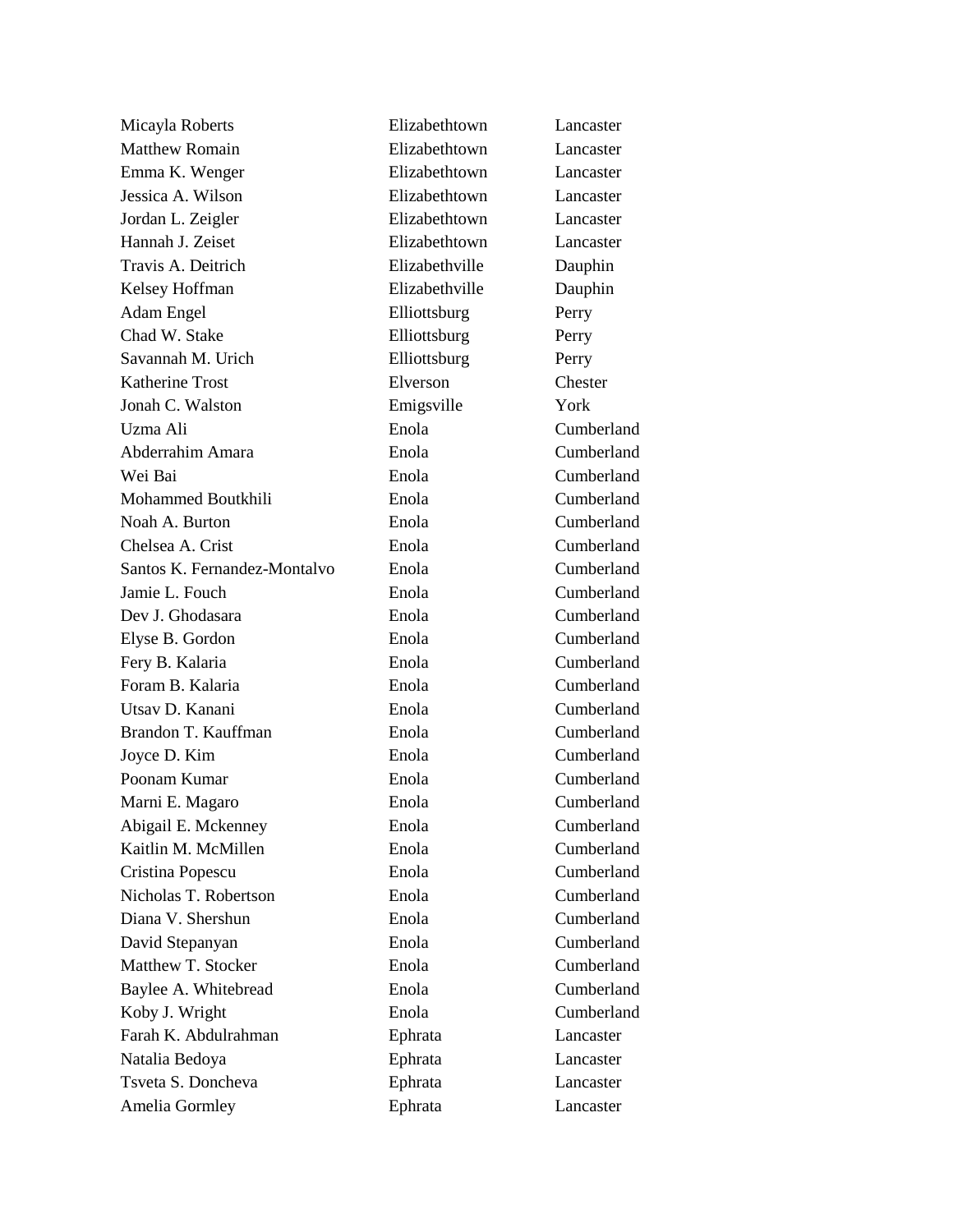| | | |
|---|---|---|
| Micayla Roberts | Elizabethtown | Lancaster |
| Matthew Romain | Elizabethtown | Lancaster |
| Emma K. Wenger | Elizabethtown | Lancaster |
| Jessica A. Wilson | Elizabethtown | Lancaster |
| Jordan L. Zeigler | Elizabethtown | Lancaster |
| Hannah J. Zeiset | Elizabethtown | Lancaster |
| Travis A. Deitrich | Elizabethville | Dauphin |
| Kelsey Hoffman | Elizabethville | Dauphin |
| Adam Engel | Elliottsburg | Perry |
| Chad W. Stake | Elliottsburg | Perry |
| Savannah M. Urich | Elliottsburg | Perry |
| Katherine Trost | Elverson | Chester |
| Jonah C. Walston | Emigsville | York |
| Uzma Ali | Enola | Cumberland |
| Abderrahim Amara | Enola | Cumberland |
| Wei Bai | Enola | Cumberland |
| Mohammed Boutkhili | Enola | Cumberland |
| Noah A. Burton | Enola | Cumberland |
| Chelsea A. Crist | Enola | Cumberland |
| Santos K. Fernandez-Montalvo | Enola | Cumberland |
| Jamie L. Fouch | Enola | Cumberland |
| Dev J. Ghodasara | Enola | Cumberland |
| Elyse B. Gordon | Enola | Cumberland |
| Fery B. Kalaria | Enola | Cumberland |
| Foram B. Kalaria | Enola | Cumberland |
| Utsav D. Kanani | Enola | Cumberland |
| Brandon T. Kauffman | Enola | Cumberland |
| Joyce D. Kim | Enola | Cumberland |
| Poonam Kumar | Enola | Cumberland |
| Marni E. Magaro | Enola | Cumberland |
| Abigail E. Mckenney | Enola | Cumberland |
| Kaitlin M. McMillen | Enola | Cumberland |
| Cristina Popescu | Enola | Cumberland |
| Nicholas T. Robertson | Enola | Cumberland |
| Diana V. Shershun | Enola | Cumberland |
| David Stepanyan | Enola | Cumberland |
| Matthew T. Stocker | Enola | Cumberland |
| Baylee A. Whitebread | Enola | Cumberland |
| Koby J. Wright | Enola | Cumberland |
| Farah K. Abdulrahman | Ephrata | Lancaster |
| Natalia Bedoya | Ephrata | Lancaster |
| Tsveta S. Doncheva | Ephrata | Lancaster |
| Amelia Gormley | Ephrata | Lancaster |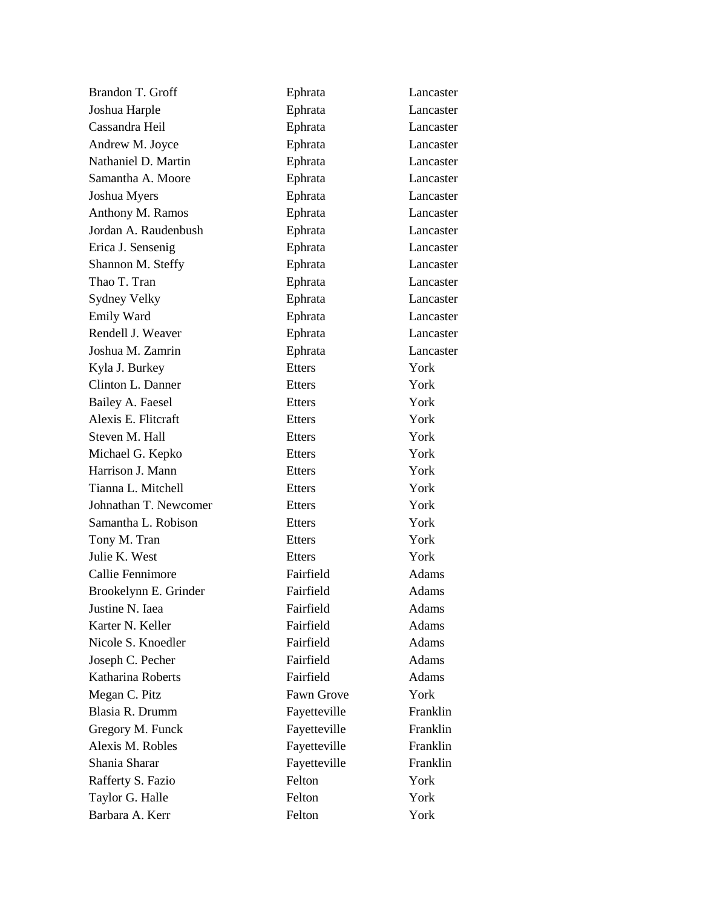| | | |
|---|---|---|
| Brandon T. Groff | Ephrata | Lancaster |
| Joshua Harple | Ephrata | Lancaster |
| Cassandra Heil | Ephrata | Lancaster |
| Andrew M. Joyce | Ephrata | Lancaster |
| Nathaniel D. Martin | Ephrata | Lancaster |
| Samantha A. Moore | Ephrata | Lancaster |
| Joshua Myers | Ephrata | Lancaster |
| Anthony M. Ramos | Ephrata | Lancaster |
| Jordan A. Raudenbush | Ephrata | Lancaster |
| Erica J. Sensenig | Ephrata | Lancaster |
| Shannon M. Steffy | Ephrata | Lancaster |
| Thao T. Tran | Ephrata | Lancaster |
| Sydney Velky | Ephrata | Lancaster |
| Emily Ward | Ephrata | Lancaster |
| Rendell J. Weaver | Ephrata | Lancaster |
| Joshua M. Zamrin | Ephrata | Lancaster |
| Kyla J. Burkey | Etters | York |
| Clinton L. Danner | Etters | York |
| Bailey A. Faesel | Etters | York |
| Alexis E. Flitcraft | Etters | York |
| Steven M. Hall | Etters | York |
| Michael G. Kepko | Etters | York |
| Harrison J. Mann | Etters | York |
| Tianna L. Mitchell | Etters | York |
| Johnathan T. Newcomer | Etters | York |
| Samantha L. Robison | Etters | York |
| Tony M. Tran | Etters | York |
| Julie K. West | Etters | York |
| Callie Fennimore | Fairfield | Adams |
| Brookelynn E. Grinder | Fairfield | Adams |
| Justine N. Iaea | Fairfield | Adams |
| Karter N. Keller | Fairfield | Adams |
| Nicole S. Knoedler | Fairfield | Adams |
| Joseph C. Pecher | Fairfield | Adams |
| Katharina Roberts | Fairfield | Adams |
| Megan C. Pitz | Fawn Grove | York |
| Blasia R. Drumm | Fayetteville | Franklin |
| Gregory M. Funck | Fayetteville | Franklin |
| Alexis M. Robles | Fayetteville | Franklin |
| Shania Sharar | Fayetteville | Franklin |
| Rafferty S. Fazio | Felton | York |
| Taylor G. Halle | Felton | York |
| Barbara A. Kerr | Felton | York |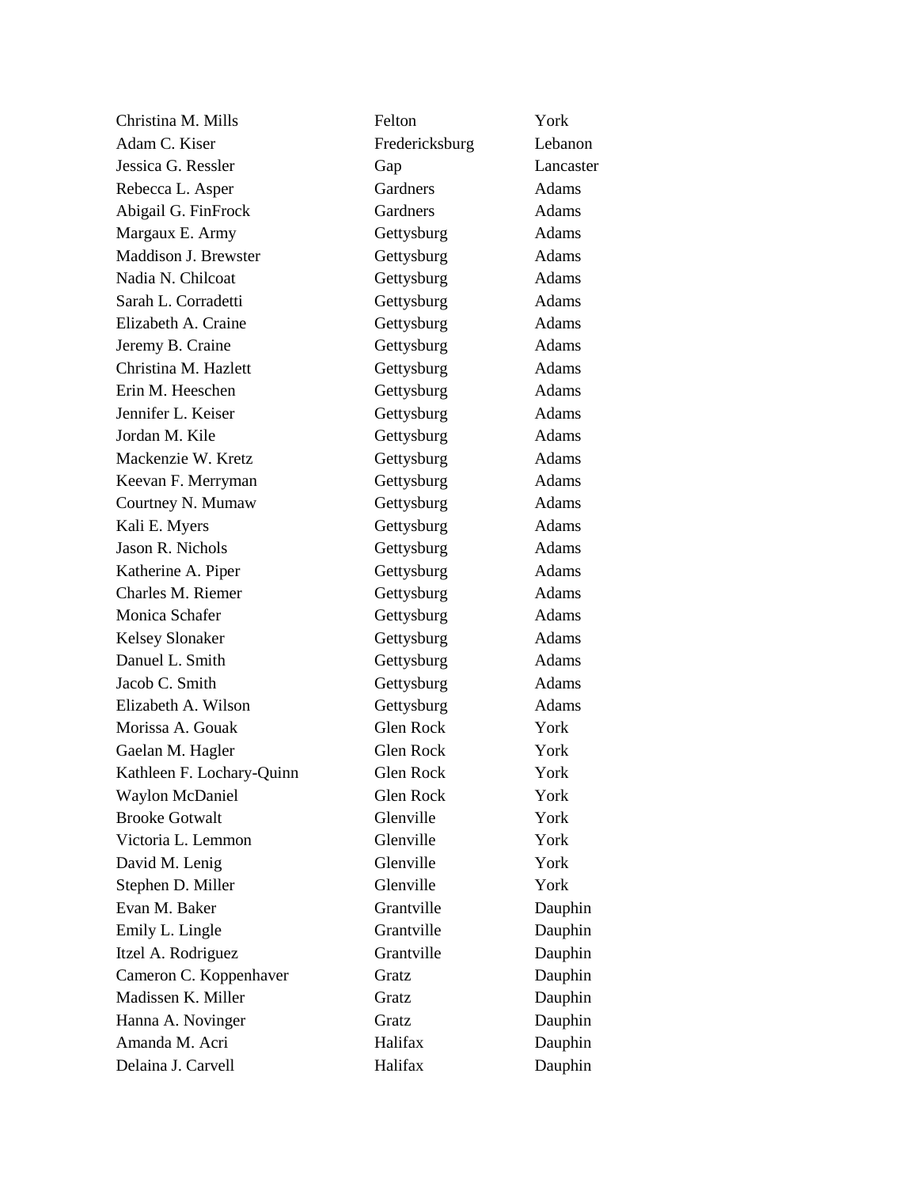| | | |
|---|---|---|
| Christina M. Mills | Felton | York |
| Adam C. Kiser | Fredericksburg | Lebanon |
| Jessica G. Ressler | Gap | Lancaster |
| Rebecca L. Asper | Gardners | Adams |
| Abigail G. FinFrock | Gardners | Adams |
| Margaux E. Army | Gettysburg | Adams |
| Maddison J. Brewster | Gettysburg | Adams |
| Nadia N. Chilcoat | Gettysburg | Adams |
| Sarah L. Corradetti | Gettysburg | Adams |
| Elizabeth A. Craine | Gettysburg | Adams |
| Jeremy B. Craine | Gettysburg | Adams |
| Christina M. Hazlett | Gettysburg | Adams |
| Erin M. Heeschen | Gettysburg | Adams |
| Jennifer L. Keiser | Gettysburg | Adams |
| Jordan M. Kile | Gettysburg | Adams |
| Mackenzie W. Kretz | Gettysburg | Adams |
| Keevan F. Merryman | Gettysburg | Adams |
| Courtney N. Mumaw | Gettysburg | Adams |
| Kali E. Myers | Gettysburg | Adams |
| Jason R. Nichols | Gettysburg | Adams |
| Katherine A. Piper | Gettysburg | Adams |
| Charles M. Riemer | Gettysburg | Adams |
| Monica Schafer | Gettysburg | Adams |
| Kelsey Slonaker | Gettysburg | Adams |
| Danuel L. Smith | Gettysburg | Adams |
| Jacob C. Smith | Gettysburg | Adams |
| Elizabeth A. Wilson | Gettysburg | Adams |
| Morissa A. Gouak | Glen Rock | York |
| Gaelan M. Hagler | Glen Rock | York |
| Kathleen F. Lochary-Quinn | Glen Rock | York |
| Waylon McDaniel | Glen Rock | York |
| Brooke Gotwalt | Glenville | York |
| Victoria L. Lemmon | Glenville | York |
| David M. Lenig | Glenville | York |
| Stephen D. Miller | Glenville | York |
| Evan M. Baker | Grantville | Dauphin |
| Emily L. Lingle | Grantville | Dauphin |
| Itzel A. Rodriguez | Grantville | Dauphin |
| Cameron C. Koppenhaver | Gratz | Dauphin |
| Madissen K. Miller | Gratz | Dauphin |
| Hanna A. Novinger | Gratz | Dauphin |
| Amanda M. Acri | Halifax | Dauphin |
| Delaina J. Carvell | Halifax | Dauphin |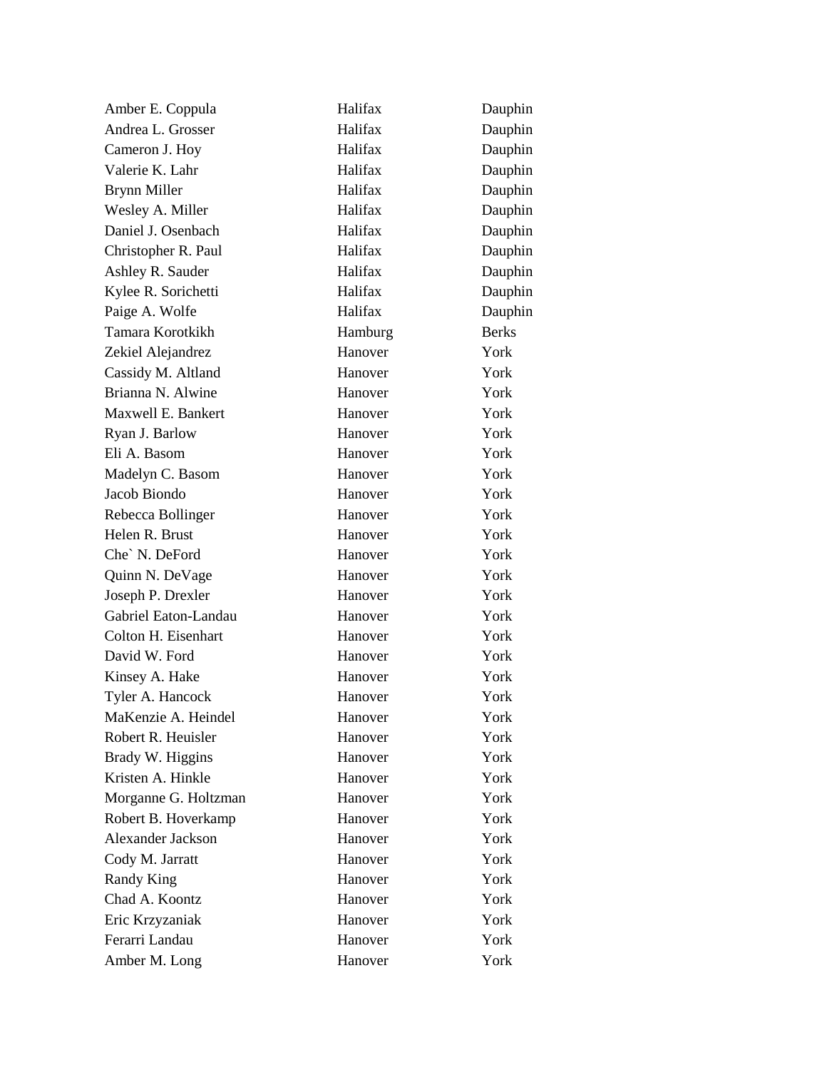| | | |
|---|---|---|
| Amber E. Coppula | Halifax | Dauphin |
| Andrea L. Grosser | Halifax | Dauphin |
| Cameron J. Hoy | Halifax | Dauphin |
| Valerie K. Lahr | Halifax | Dauphin |
| Brynn Miller | Halifax | Dauphin |
| Wesley A. Miller | Halifax | Dauphin |
| Daniel J. Osenbach | Halifax | Dauphin |
| Christopher R. Paul | Halifax | Dauphin |
| Ashley R. Sauder | Halifax | Dauphin |
| Kylee R. Sorichetti | Halifax | Dauphin |
| Paige A. Wolfe | Halifax | Dauphin |
| Tamara Korotkikh | Hamburg | Berks |
| Zekiel Alejandrez | Hanover | York |
| Cassidy M. Altland | Hanover | York |
| Brianna N. Alwine | Hanover | York |
| Maxwell E. Bankert | Hanover | York |
| Ryan J. Barlow | Hanover | York |
| Eli A. Basom | Hanover | York |
| Madelyn C. Basom | Hanover | York |
| Jacob Biondo | Hanover | York |
| Rebecca Bollinger | Hanover | York |
| Helen R. Brust | Hanover | York |
| Che` N. DeFord | Hanover | York |
| Quinn N. DeVage | Hanover | York |
| Joseph P. Drexler | Hanover | York |
| Gabriel Eaton-Landau | Hanover | York |
| Colton H. Eisenhart | Hanover | York |
| David W. Ford | Hanover | York |
| Kinsey A. Hake | Hanover | York |
| Tyler A. Hancock | Hanover | York |
| MaKenzie A. Heindel | Hanover | York |
| Robert R. Heuisler | Hanover | York |
| Brady W. Higgins | Hanover | York |
| Kristen A. Hinkle | Hanover | York |
| Morganne G. Holtzman | Hanover | York |
| Robert B. Hoverkamp | Hanover | York |
| Alexander Jackson | Hanover | York |
| Cody M. Jarratt | Hanover | York |
| Randy King | Hanover | York |
| Chad A. Koontz | Hanover | York |
| Eric Krzyzaniak | Hanover | York |
| Ferarri Landau | Hanover | York |
| Amber M. Long | Hanover | York |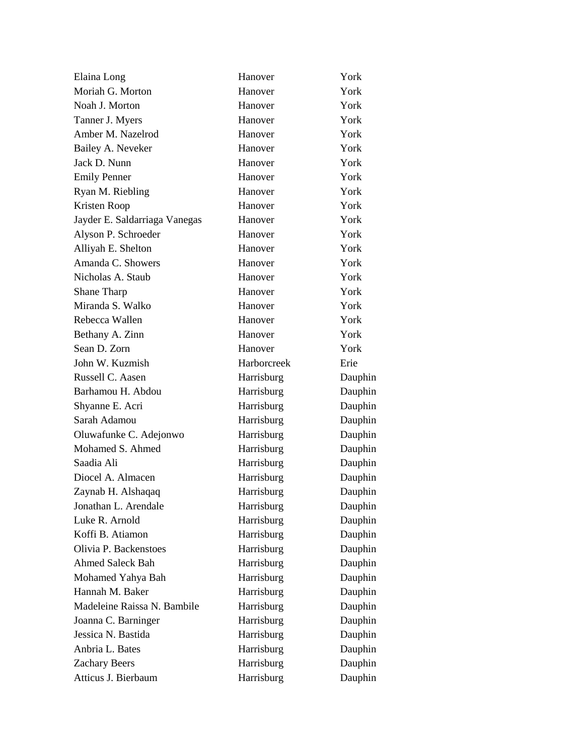| | | |
|---|---|---|
| Elaina Long | Hanover | York |
| Moriah G. Morton | Hanover | York |
| Noah J. Morton | Hanover | York |
| Tanner J. Myers | Hanover | York |
| Amber M. Nazelrod | Hanover | York |
| Bailey A. Neveker | Hanover | York |
| Jack D. Nunn | Hanover | York |
| Emily Penner | Hanover | York |
| Ryan M. Riebling | Hanover | York |
| Kristen Roop | Hanover | York |
| Jayder E. Saldarriaga Vanegas | Hanover | York |
| Alyson P. Schroeder | Hanover | York |
| Alliyah E. Shelton | Hanover | York |
| Amanda C. Showers | Hanover | York |
| Nicholas A. Staub | Hanover | York |
| Shane Tharp | Hanover | York |
| Miranda S. Walko | Hanover | York |
| Rebecca Wallen | Hanover | York |
| Bethany A. Zinn | Hanover | York |
| Sean D. Zorn | Hanover | York |
| John W. Kuzmish | Harborcreek | Erie |
| Russell C. Aasen | Harrisburg | Dauphin |
| Barhamou H. Abdou | Harrisburg | Dauphin |
| Shyanne E. Acri | Harrisburg | Dauphin |
| Sarah Adamou | Harrisburg | Dauphin |
| Oluwafunke C. Adejonwo | Harrisburg | Dauphin |
| Mohamed S. Ahmed | Harrisburg | Dauphin |
| Saadia Ali | Harrisburg | Dauphin |
| Diocel A. Almacen | Harrisburg | Dauphin |
| Zaynab H. Alshaqaq | Harrisburg | Dauphin |
| Jonathan L. Arendale | Harrisburg | Dauphin |
| Luke R. Arnold | Harrisburg | Dauphin |
| Koffi B. Atiamon | Harrisburg | Dauphin |
| Olivia P. Backenstoes | Harrisburg | Dauphin |
| Ahmed Saleck Bah | Harrisburg | Dauphin |
| Mohamed Yahya Bah | Harrisburg | Dauphin |
| Hannah M. Baker | Harrisburg | Dauphin |
| Madeleine Raissa N. Bambile | Harrisburg | Dauphin |
| Joanna C. Barninger | Harrisburg | Dauphin |
| Jessica N. Bastida | Harrisburg | Dauphin |
| Anbria L. Bates | Harrisburg | Dauphin |
| Zachary Beers | Harrisburg | Dauphin |
| Atticus J. Bierbaum | Harrisburg | Dauphin |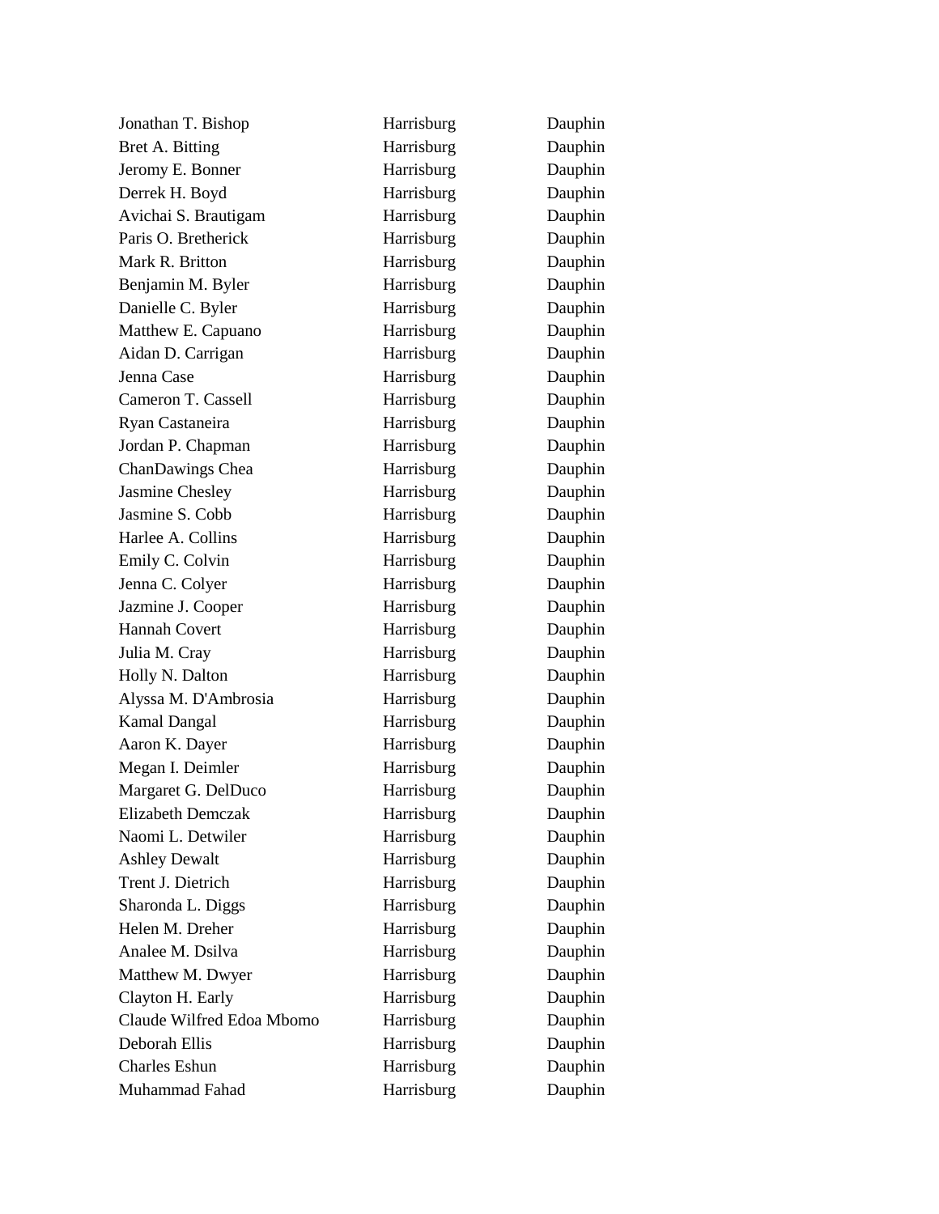| | | |
|---|---|---|
| Jonathan T. Bishop | Harrisburg | Dauphin |
| Bret A. Bitting | Harrisburg | Dauphin |
| Jeromy E. Bonner | Harrisburg | Dauphin |
| Derrek H. Boyd | Harrisburg | Dauphin |
| Avichai S. Brautigam | Harrisburg | Dauphin |
| Paris O. Bretherick | Harrisburg | Dauphin |
| Mark R. Britton | Harrisburg | Dauphin |
| Benjamin M. Byler | Harrisburg | Dauphin |
| Danielle C. Byler | Harrisburg | Dauphin |
| Matthew E. Capuano | Harrisburg | Dauphin |
| Aidan D. Carrigan | Harrisburg | Dauphin |
| Jenna Case | Harrisburg | Dauphin |
| Cameron T. Cassell | Harrisburg | Dauphin |
| Ryan Castaneira | Harrisburg | Dauphin |
| Jordan P. Chapman | Harrisburg | Dauphin |
| ChanDawings Chea | Harrisburg | Dauphin |
| Jasmine Chesley | Harrisburg | Dauphin |
| Jasmine S. Cobb | Harrisburg | Dauphin |
| Harlee A. Collins | Harrisburg | Dauphin |
| Emily C. Colvin | Harrisburg | Dauphin |
| Jenna C. Colyer | Harrisburg | Dauphin |
| Jazmine J. Cooper | Harrisburg | Dauphin |
| Hannah Covert | Harrisburg | Dauphin |
| Julia M. Cray | Harrisburg | Dauphin |
| Holly N. Dalton | Harrisburg | Dauphin |
| Alyssa M. D'Ambrosia | Harrisburg | Dauphin |
| Kamal Dangal | Harrisburg | Dauphin |
| Aaron K. Dayer | Harrisburg | Dauphin |
| Megan I. Deimler | Harrisburg | Dauphin |
| Margaret G. DelDuco | Harrisburg | Dauphin |
| Elizabeth Demczak | Harrisburg | Dauphin |
| Naomi L. Detwiler | Harrisburg | Dauphin |
| Ashley Dewalt | Harrisburg | Dauphin |
| Trent J. Dietrich | Harrisburg | Dauphin |
| Sharonda L. Diggs | Harrisburg | Dauphin |
| Helen M. Dreher | Harrisburg | Dauphin |
| Analee M. Dsilva | Harrisburg | Dauphin |
| Matthew M. Dwyer | Harrisburg | Dauphin |
| Clayton H. Early | Harrisburg | Dauphin |
| Claude Wilfred Edoa Mbomo | Harrisburg | Dauphin |
| Deborah Ellis | Harrisburg | Dauphin |
| Charles Eshun | Harrisburg | Dauphin |
| Muhammad Fahad | Harrisburg | Dauphin |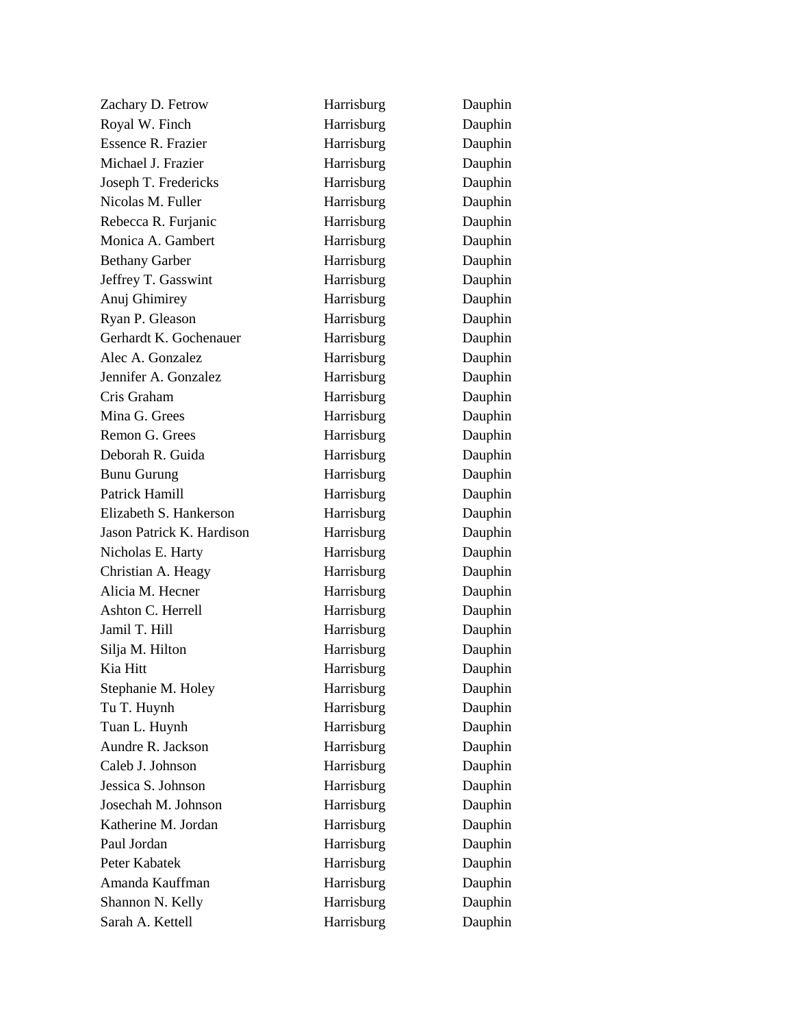| | | |
|---|---|---|
| Zachary D. Fetrow | Harrisburg | Dauphin |
| Royal W. Finch | Harrisburg | Dauphin |
| Essence R. Frazier | Harrisburg | Dauphin |
| Michael J. Frazier | Harrisburg | Dauphin |
| Joseph T. Fredericks | Harrisburg | Dauphin |
| Nicolas M. Fuller | Harrisburg | Dauphin |
| Rebecca R. Furjanic | Harrisburg | Dauphin |
| Monica A. Gambert | Harrisburg | Dauphin |
| Bethany Garber | Harrisburg | Dauphin |
| Jeffrey T. Gasswint | Harrisburg | Dauphin |
| Anuj Ghimirey | Harrisburg | Dauphin |
| Ryan P. Gleason | Harrisburg | Dauphin |
| Gerhardt K. Gochenauer | Harrisburg | Dauphin |
| Alec A. Gonzalez | Harrisburg | Dauphin |
| Jennifer A. Gonzalez | Harrisburg | Dauphin |
| Cris Graham | Harrisburg | Dauphin |
| Mina G. Grees | Harrisburg | Dauphin |
| Remon G. Grees | Harrisburg | Dauphin |
| Deborah R. Guida | Harrisburg | Dauphin |
| Bunu Gurung | Harrisburg | Dauphin |
| Patrick Hamill | Harrisburg | Dauphin |
| Elizabeth S. Hankerson | Harrisburg | Dauphin |
| Jason Patrick K. Hardison | Harrisburg | Dauphin |
| Nicholas E. Harty | Harrisburg | Dauphin |
| Christian A. Heagy | Harrisburg | Dauphin |
| Alicia M. Hecner | Harrisburg | Dauphin |
| Ashton C. Herrell | Harrisburg | Dauphin |
| Jamil T. Hill | Harrisburg | Dauphin |
| Silja M. Hilton | Harrisburg | Dauphin |
| Kia Hitt | Harrisburg | Dauphin |
| Stephanie M. Holey | Harrisburg | Dauphin |
| Tu T. Huynh | Harrisburg | Dauphin |
| Tuan L. Huynh | Harrisburg | Dauphin |
| Aundre R. Jackson | Harrisburg | Dauphin |
| Caleb J. Johnson | Harrisburg | Dauphin |
| Jessica S. Johnson | Harrisburg | Dauphin |
| Josechah M. Johnson | Harrisburg | Dauphin |
| Katherine M. Jordan | Harrisburg | Dauphin |
| Paul Jordan | Harrisburg | Dauphin |
| Peter Kabatek | Harrisburg | Dauphin |
| Amanda Kauffman | Harrisburg | Dauphin |
| Shannon N. Kelly | Harrisburg | Dauphin |
| Sarah A. Kettell | Harrisburg | Dauphin |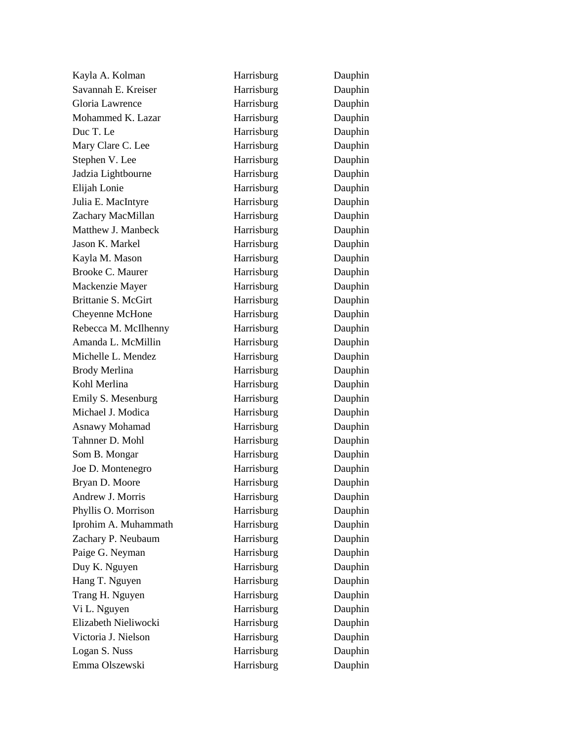| | | |
|---|---|---|
| Kayla A. Kolman | Harrisburg | Dauphin |
| Savannah E. Kreiser | Harrisburg | Dauphin |
| Gloria Lawrence | Harrisburg | Dauphin |
| Mohammed K. Lazar | Harrisburg | Dauphin |
| Duc T. Le | Harrisburg | Dauphin |
| Mary Clare C. Lee | Harrisburg | Dauphin |
| Stephen V. Lee | Harrisburg | Dauphin |
| Jadzia Lightbourne | Harrisburg | Dauphin |
| Elijah Lonie | Harrisburg | Dauphin |
| Julia E. MacIntyre | Harrisburg | Dauphin |
| Zachary MacMillan | Harrisburg | Dauphin |
| Matthew J. Manbeck | Harrisburg | Dauphin |
| Jason K. Markel | Harrisburg | Dauphin |
| Kayla M. Mason | Harrisburg | Dauphin |
| Brooke C. Maurer | Harrisburg | Dauphin |
| Mackenzie Mayer | Harrisburg | Dauphin |
| Brittanie S. McGirt | Harrisburg | Dauphin |
| Cheyenne McHone | Harrisburg | Dauphin |
| Rebecca M. McIlhenny | Harrisburg | Dauphin |
| Amanda L. McMillin | Harrisburg | Dauphin |
| Michelle L. Mendez | Harrisburg | Dauphin |
| Brody Merlina | Harrisburg | Dauphin |
| Kohl Merlina | Harrisburg | Dauphin |
| Emily S. Mesenburg | Harrisburg | Dauphin |
| Michael J. Modica | Harrisburg | Dauphin |
| Asnawy Mohamad | Harrisburg | Dauphin |
| Tahnner D. Mohl | Harrisburg | Dauphin |
| Som B. Mongar | Harrisburg | Dauphin |
| Joe D. Montenegro | Harrisburg | Dauphin |
| Bryan D. Moore | Harrisburg | Dauphin |
| Andrew J. Morris | Harrisburg | Dauphin |
| Phyllis O. Morrison | Harrisburg | Dauphin |
| Iprohim A. Muhammath | Harrisburg | Dauphin |
| Zachary P. Neubaum | Harrisburg | Dauphin |
| Paige G. Neyman | Harrisburg | Dauphin |
| Duy K. Nguyen | Harrisburg | Dauphin |
| Hang T. Nguyen | Harrisburg | Dauphin |
| Trang H. Nguyen | Harrisburg | Dauphin |
| Vi L. Nguyen | Harrisburg | Dauphin |
| Elizabeth Nieliwocki | Harrisburg | Dauphin |
| Victoria J. Nielson | Harrisburg | Dauphin |
| Logan S. Nuss | Harrisburg | Dauphin |
| Emma Olszewski | Harrisburg | Dauphin |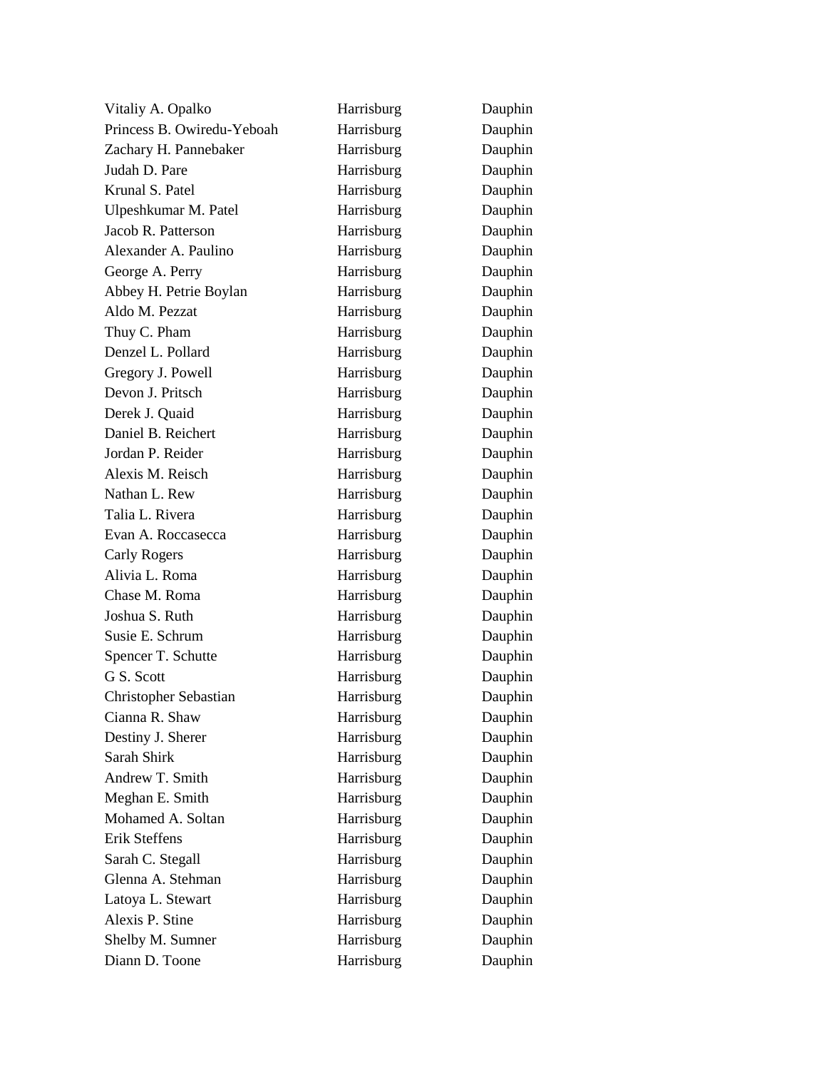| | | |
|---|---|---|
| Vitaliy A. Opalko | Harrisburg | Dauphin |
| Princess B. Owiredu-Yeboah | Harrisburg | Dauphin |
| Zachary H. Pannebaker | Harrisburg | Dauphin |
| Judah D. Pare | Harrisburg | Dauphin |
| Krunal S. Patel | Harrisburg | Dauphin |
| Ulpeshkumar M. Patel | Harrisburg | Dauphin |
| Jacob R. Patterson | Harrisburg | Dauphin |
| Alexander A. Paulino | Harrisburg | Dauphin |
| George A. Perry | Harrisburg | Dauphin |
| Abbey H. Petrie Boylan | Harrisburg | Dauphin |
| Aldo M. Pezzat | Harrisburg | Dauphin |
| Thuy C. Pham | Harrisburg | Dauphin |
| Denzel L. Pollard | Harrisburg | Dauphin |
| Gregory J. Powell | Harrisburg | Dauphin |
| Devon J. Pritsch | Harrisburg | Dauphin |
| Derek J. Quaid | Harrisburg | Dauphin |
| Daniel B. Reichert | Harrisburg | Dauphin |
| Jordan P. Reider | Harrisburg | Dauphin |
| Alexis M. Reisch | Harrisburg | Dauphin |
| Nathan L. Rew | Harrisburg | Dauphin |
| Talia L. Rivera | Harrisburg | Dauphin |
| Evan A. Roccasecca | Harrisburg | Dauphin |
| Carly Rogers | Harrisburg | Dauphin |
| Alivia L. Roma | Harrisburg | Dauphin |
| Chase M. Roma | Harrisburg | Dauphin |
| Joshua S. Ruth | Harrisburg | Dauphin |
| Susie E. Schrum | Harrisburg | Dauphin |
| Spencer T. Schutte | Harrisburg | Dauphin |
| G S. Scott | Harrisburg | Dauphin |
| Christopher Sebastian | Harrisburg | Dauphin |
| Cianna R. Shaw | Harrisburg | Dauphin |
| Destiny J. Sherer | Harrisburg | Dauphin |
| Sarah Shirk | Harrisburg | Dauphin |
| Andrew T. Smith | Harrisburg | Dauphin |
| Meghan E. Smith | Harrisburg | Dauphin |
| Mohamed A. Soltan | Harrisburg | Dauphin |
| Erik Steffens | Harrisburg | Dauphin |
| Sarah C. Stegall | Harrisburg | Dauphin |
| Glenna A. Stehman | Harrisburg | Dauphin |
| Latoya L. Stewart | Harrisburg | Dauphin |
| Alexis P. Stine | Harrisburg | Dauphin |
| Shelby M. Sumner | Harrisburg | Dauphin |
| Diann D. Toone | Harrisburg | Dauphin |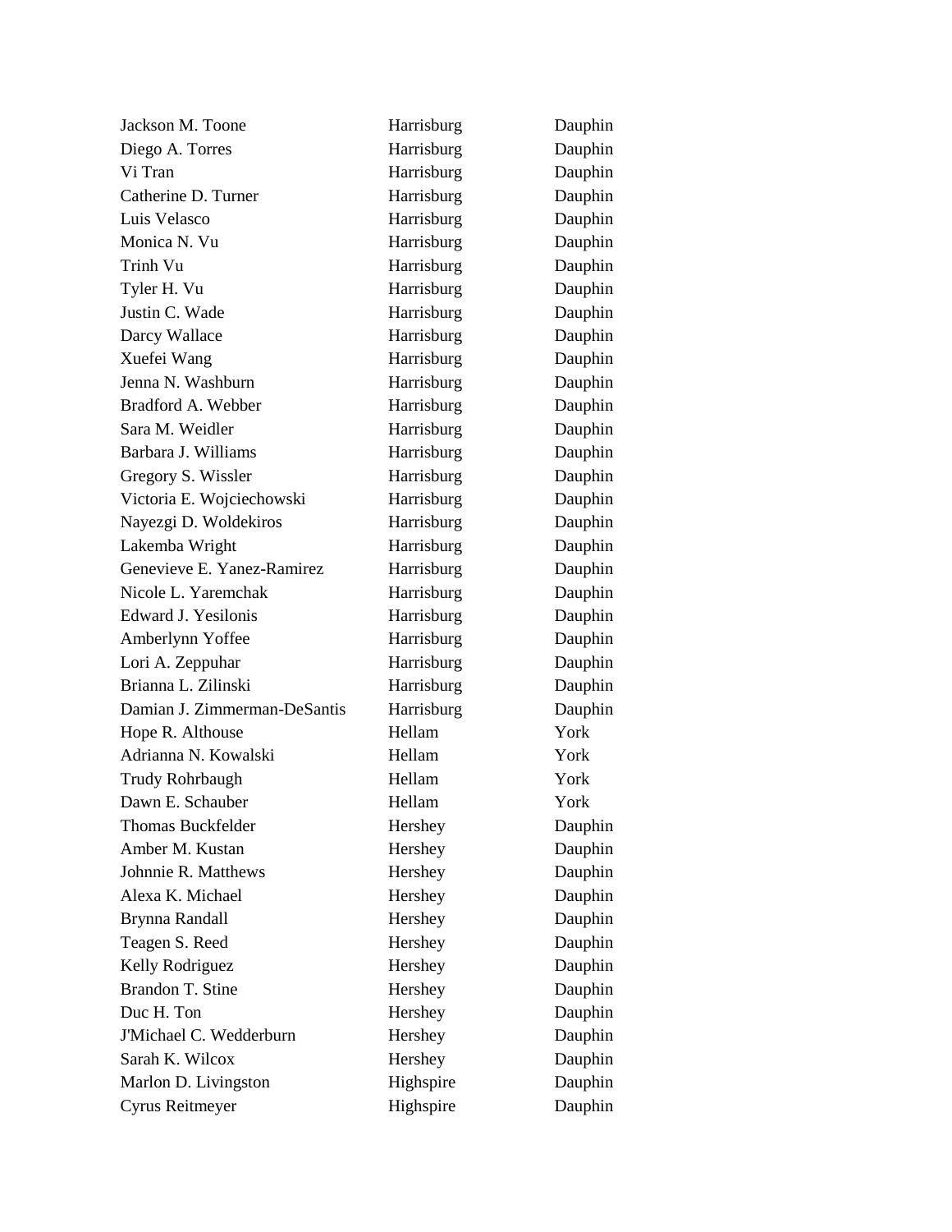| | | |
|---|---|---|
| Jackson M. Toone | Harrisburg | Dauphin |
| Diego A. Torres | Harrisburg | Dauphin |
| Vi Tran | Harrisburg | Dauphin |
| Catherine D. Turner | Harrisburg | Dauphin |
| Luis Velasco | Harrisburg | Dauphin |
| Monica N. Vu | Harrisburg | Dauphin |
| Trinh Vu | Harrisburg | Dauphin |
| Tyler H. Vu | Harrisburg | Dauphin |
| Justin C. Wade | Harrisburg | Dauphin |
| Darcy Wallace | Harrisburg | Dauphin |
| Xuefei Wang | Harrisburg | Dauphin |
| Jenna N. Washburn | Harrisburg | Dauphin |
| Bradford A. Webber | Harrisburg | Dauphin |
| Sara M. Weidler | Harrisburg | Dauphin |
| Barbara J. Williams | Harrisburg | Dauphin |
| Gregory S. Wissler | Harrisburg | Dauphin |
| Victoria E. Wojciechowski | Harrisburg | Dauphin |
| Nayezgi D. Woldekiros | Harrisburg | Dauphin |
| Lakemba Wright | Harrisburg | Dauphin |
| Genevieve E. Yanez-Ramirez | Harrisburg | Dauphin |
| Nicole L. Yaremchak | Harrisburg | Dauphin |
| Edward J. Yesilonis | Harrisburg | Dauphin |
| Amberlynn Yoffee | Harrisburg | Dauphin |
| Lori A. Zeppuhar | Harrisburg | Dauphin |
| Brianna L. Zilinski | Harrisburg | Dauphin |
| Damian J. Zimmerman-DeSantis | Harrisburg | Dauphin |
| Hope R. Althouse | Hellam | York |
| Adrianna N. Kowalski | Hellam | York |
| Trudy Rohrbaugh | Hellam | York |
| Dawn E. Schauber | Hellam | York |
| Thomas Buckfelder | Hershey | Dauphin |
| Amber M. Kustan | Hershey | Dauphin |
| Johnnie R. Matthews | Hershey | Dauphin |
| Alexa K. Michael | Hershey | Dauphin |
| Brynna Randall | Hershey | Dauphin |
| Teagen S. Reed | Hershey | Dauphin |
| Kelly Rodriguez | Hershey | Dauphin |
| Brandon T. Stine | Hershey | Dauphin |
| Duc H. Ton | Hershey | Dauphin |
| J'Michael C. Wedderburn | Hershey | Dauphin |
| Sarah K. Wilcox | Hershey | Dauphin |
| Marlon D. Livingston | Highspire | Dauphin |
| Cyrus Reitmeyer | Highspire | Dauphin |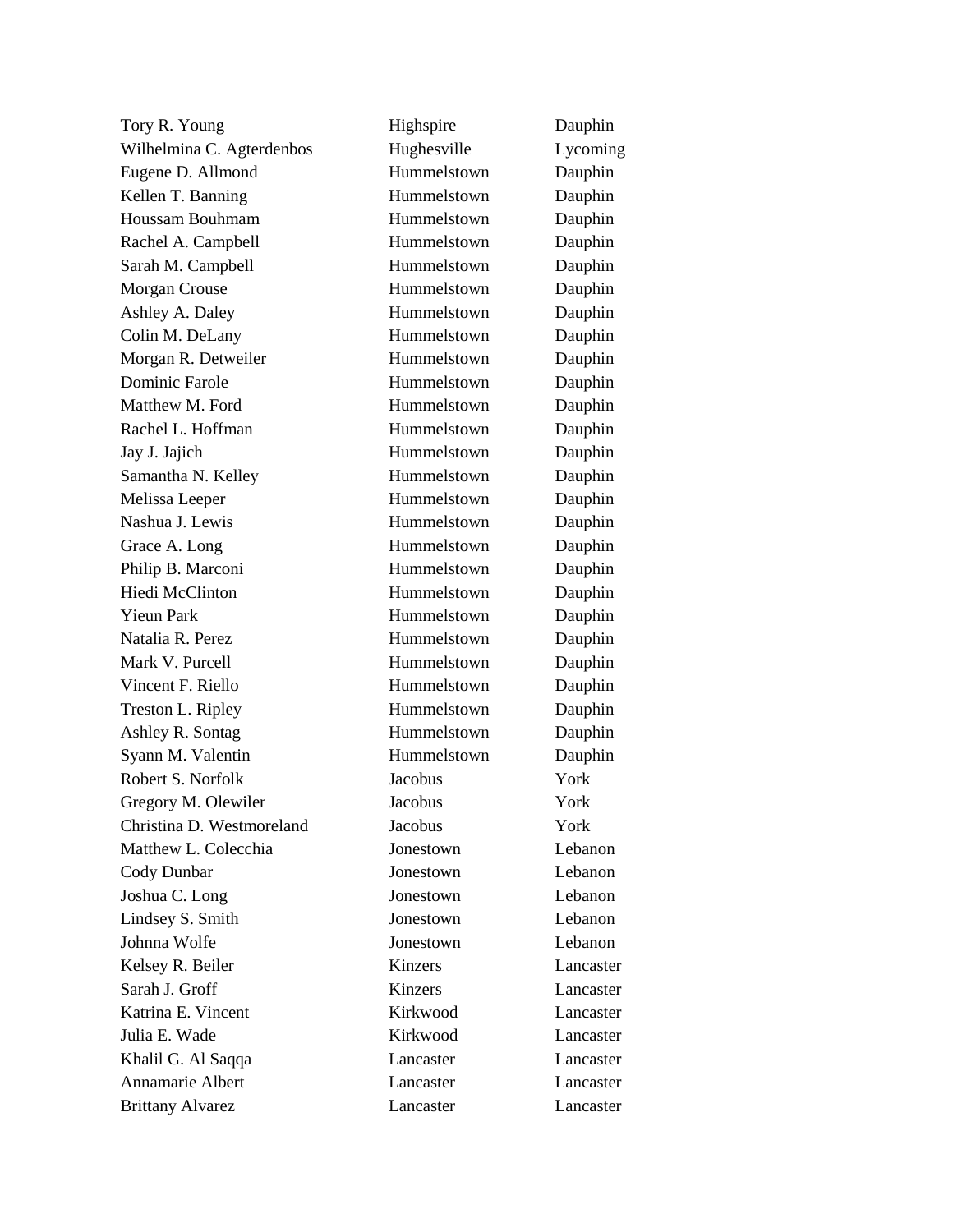| | | |
|---|---|---|
| Tory R. Young | Highspire | Dauphin |
| Wilhelmina C. Agterdenbos | Hughesville | Lycoming |
| Eugene D. Allmond | Hummelstown | Dauphin |
| Kellen T. Banning | Hummelstown | Dauphin |
| Houssam Bouhmam | Hummelstown | Dauphin |
| Rachel A. Campbell | Hummelstown | Dauphin |
| Sarah M. Campbell | Hummelstown | Dauphin |
| Morgan Crouse | Hummelstown | Dauphin |
| Ashley A. Daley | Hummelstown | Dauphin |
| Colin M. DeLany | Hummelstown | Dauphin |
| Morgan R. Detweiler | Hummelstown | Dauphin |
| Dominic Farole | Hummelstown | Dauphin |
| Matthew M. Ford | Hummelstown | Dauphin |
| Rachel L. Hoffman | Hummelstown | Dauphin |
| Jay J. Jajich | Hummelstown | Dauphin |
| Samantha N. Kelley | Hummelstown | Dauphin |
| Melissa Leeper | Hummelstown | Dauphin |
| Nashua J. Lewis | Hummelstown | Dauphin |
| Grace A. Long | Hummelstown | Dauphin |
| Philip B. Marconi | Hummelstown | Dauphin |
| Hiedi McClinton | Hummelstown | Dauphin |
| Yieun Park | Hummelstown | Dauphin |
| Natalia R. Perez | Hummelstown | Dauphin |
| Mark V. Purcell | Hummelstown | Dauphin |
| Vincent F. Riello | Hummelstown | Dauphin |
| Treston L. Ripley | Hummelstown | Dauphin |
| Ashley R. Sontag | Hummelstown | Dauphin |
| Syann M. Valentin | Hummelstown | Dauphin |
| Robert S. Norfolk | Jacobus | York |
| Gregory M. Olewiler | Jacobus | York |
| Christina D. Westmoreland | Jacobus | York |
| Matthew L. Colecchia | Jonestown | Lebanon |
| Cody Dunbar | Jonestown | Lebanon |
| Joshua C. Long | Jonestown | Lebanon |
| Lindsey S. Smith | Jonestown | Lebanon |
| Johnna Wolfe | Jonestown | Lebanon |
| Kelsey R. Beiler | Kinzers | Lancaster |
| Sarah J. Groff | Kinzers | Lancaster |
| Katrina E. Vincent | Kirkwood | Lancaster |
| Julia E. Wade | Kirkwood | Lancaster |
| Khalil G. Al Saqqa | Lancaster | Lancaster |
| Annamarie Albert | Lancaster | Lancaster |
| Brittany Alvarez | Lancaster | Lancaster |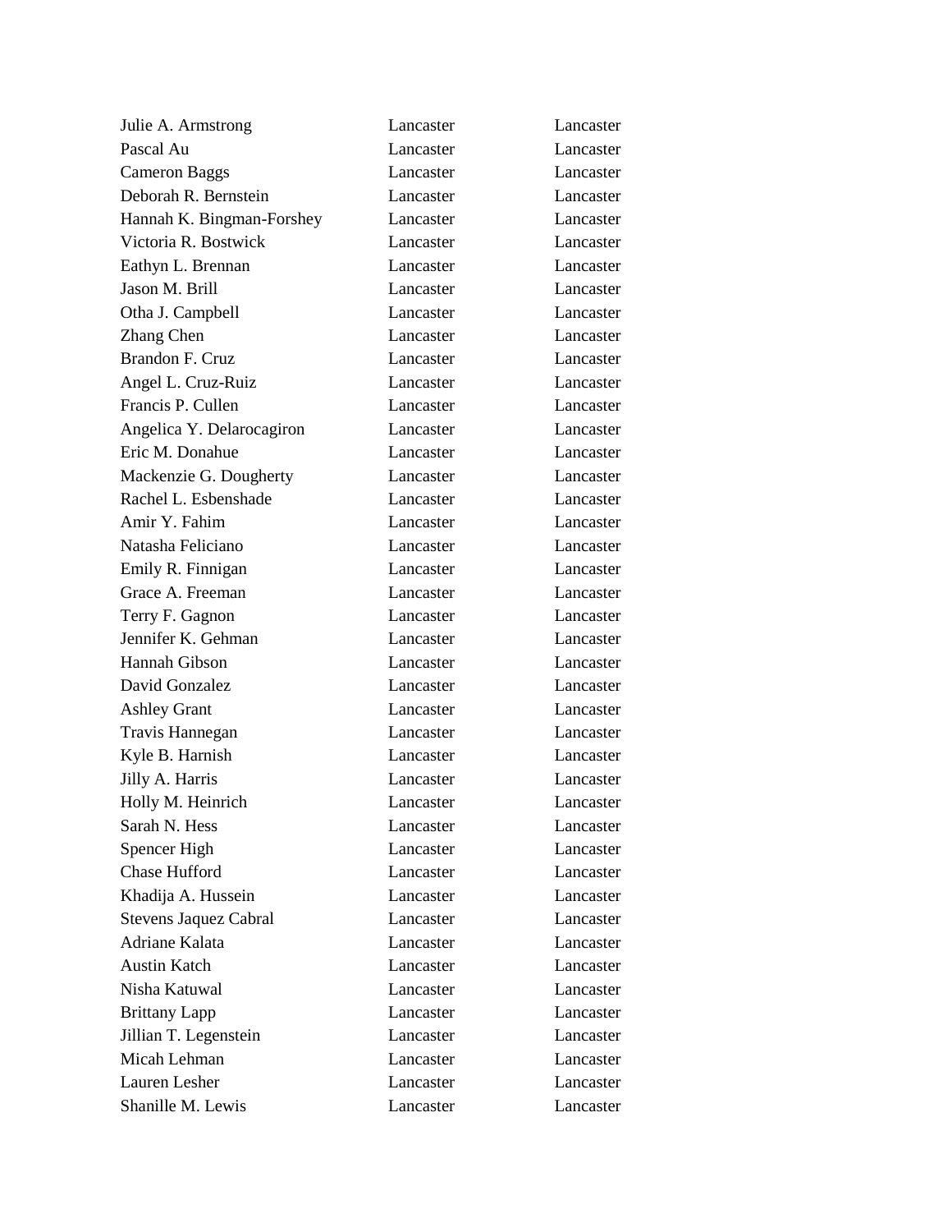| | | |
|---|---|---|
| Julie A. Armstrong | Lancaster | Lancaster |
| Pascal Au | Lancaster | Lancaster |
| Cameron Baggs | Lancaster | Lancaster |
| Deborah R. Bernstein | Lancaster | Lancaster |
| Hannah K. Bingman-Forshey | Lancaster | Lancaster |
| Victoria R. Bostwick | Lancaster | Lancaster |
| Eathyn L. Brennan | Lancaster | Lancaster |
| Jason M. Brill | Lancaster | Lancaster |
| Otha J. Campbell | Lancaster | Lancaster |
| Zhang Chen | Lancaster | Lancaster |
| Brandon F. Cruz | Lancaster | Lancaster |
| Angel L. Cruz-Ruiz | Lancaster | Lancaster |
| Francis P. Cullen | Lancaster | Lancaster |
| Angelica Y. Delarocagiron | Lancaster | Lancaster |
| Eric M. Donahue | Lancaster | Lancaster |
| Mackenzie G. Dougherty | Lancaster | Lancaster |
| Rachel L. Esbenshade | Lancaster | Lancaster |
| Amir Y. Fahim | Lancaster | Lancaster |
| Natasha Feliciano | Lancaster | Lancaster |
| Emily R. Finnigan | Lancaster | Lancaster |
| Grace A. Freeman | Lancaster | Lancaster |
| Terry F. Gagnon | Lancaster | Lancaster |
| Jennifer K. Gehman | Lancaster | Lancaster |
| Hannah Gibson | Lancaster | Lancaster |
| David Gonzalez | Lancaster | Lancaster |
| Ashley Grant | Lancaster | Lancaster |
| Travis Hannegan | Lancaster | Lancaster |
| Kyle B. Harnish | Lancaster | Lancaster |
| Jilly A. Harris | Lancaster | Lancaster |
| Holly M. Heinrich | Lancaster | Lancaster |
| Sarah N. Hess | Lancaster | Lancaster |
| Spencer High | Lancaster | Lancaster |
| Chase Hufford | Lancaster | Lancaster |
| Khadija A. Hussein | Lancaster | Lancaster |
| Stevens Jaquez Cabral | Lancaster | Lancaster |
| Adriane Kalata | Lancaster | Lancaster |
| Austin Katch | Lancaster | Lancaster |
| Nisha Katuwal | Lancaster | Lancaster |
| Brittany Lapp | Lancaster | Lancaster |
| Jillian T. Legenstein | Lancaster | Lancaster |
| Micah Lehman | Lancaster | Lancaster |
| Lauren Lesher | Lancaster | Lancaster |
| Shanille M. Lewis | Lancaster | Lancaster |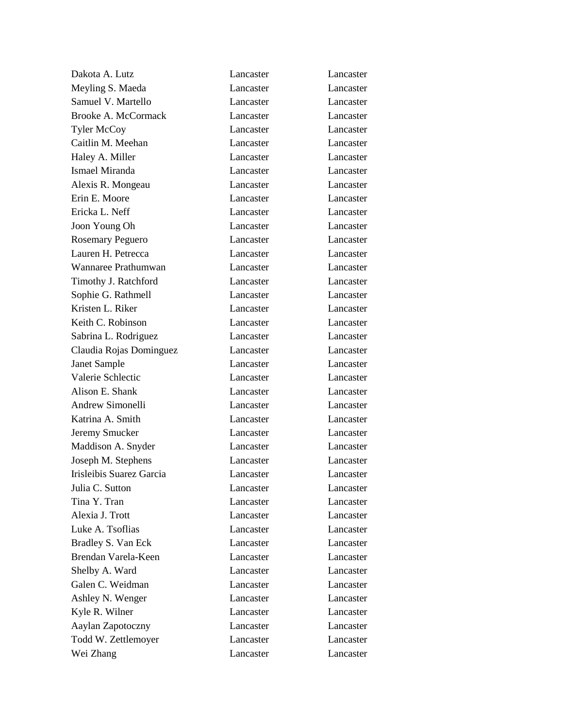| | | |
|---|---|---|
| Dakota A. Lutz | Lancaster | Lancaster |
| Meyling S. Maeda | Lancaster | Lancaster |
| Samuel V. Martello | Lancaster | Lancaster |
| Brooke A. McCormack | Lancaster | Lancaster |
| Tyler McCoy | Lancaster | Lancaster |
| Caitlin M. Meehan | Lancaster | Lancaster |
| Haley A. Miller | Lancaster | Lancaster |
| Ismael Miranda | Lancaster | Lancaster |
| Alexis R. Mongeau | Lancaster | Lancaster |
| Erin E. Moore | Lancaster | Lancaster |
| Ericka L. Neff | Lancaster | Lancaster |
| Joon Young Oh | Lancaster | Lancaster |
| Rosemary Peguero | Lancaster | Lancaster |
| Lauren H. Petrecca | Lancaster | Lancaster |
| Wannaree Prathumwan | Lancaster | Lancaster |
| Timothy J. Ratchford | Lancaster | Lancaster |
| Sophie G. Rathmell | Lancaster | Lancaster |
| Kristen L. Riker | Lancaster | Lancaster |
| Keith C. Robinson | Lancaster | Lancaster |
| Sabrina L. Rodriguez | Lancaster | Lancaster |
| Claudia Rojas Dominguez | Lancaster | Lancaster |
| Janet Sample | Lancaster | Lancaster |
| Valerie Schlectic | Lancaster | Lancaster |
| Alison E. Shank | Lancaster | Lancaster |
| Andrew Simonelli | Lancaster | Lancaster |
| Katrina A. Smith | Lancaster | Lancaster |
| Jeremy Smucker | Lancaster | Lancaster |
| Maddison A. Snyder | Lancaster | Lancaster |
| Joseph M. Stephens | Lancaster | Lancaster |
| Irisleibis Suarez Garcia | Lancaster | Lancaster |
| Julia C. Sutton | Lancaster | Lancaster |
| Tina Y. Tran | Lancaster | Lancaster |
| Alexia J. Trott | Lancaster | Lancaster |
| Luke A. Tsoflias | Lancaster | Lancaster |
| Bradley S. Van Eck | Lancaster | Lancaster |
| Brendan Varela-Keen | Lancaster | Lancaster |
| Shelby A. Ward | Lancaster | Lancaster |
| Galen C. Weidman | Lancaster | Lancaster |
| Ashley N. Wenger | Lancaster | Lancaster |
| Kyle R. Wilner | Lancaster | Lancaster |
| Aaylan Zapotoczny | Lancaster | Lancaster |
| Todd W. Zettlemoyer | Lancaster | Lancaster |
| Wei Zhang | Lancaster | Lancaster |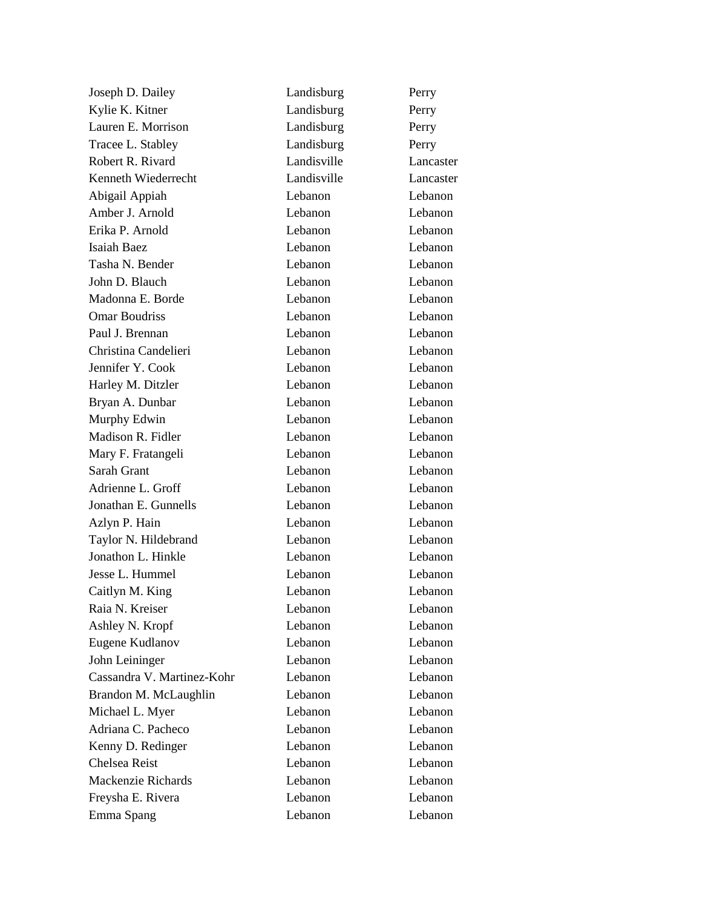| | | |
|---|---|---|
| Joseph D. Dailey | Landisburg | Perry |
| Kylie K. Kitner | Landisburg | Perry |
| Lauren E. Morrison | Landisburg | Perry |
| Tracee L. Stabley | Landisburg | Perry |
| Robert R. Rivard | Landisville | Lancaster |
| Kenneth Wiederrecht | Landisville | Lancaster |
| Abigail Appiah | Lebanon | Lebanon |
| Amber J. Arnold | Lebanon | Lebanon |
| Erika P. Arnold | Lebanon | Lebanon |
| Isaiah Baez | Lebanon | Lebanon |
| Tasha N. Bender | Lebanon | Lebanon |
| John D. Blauch | Lebanon | Lebanon |
| Madonna E. Borde | Lebanon | Lebanon |
| Omar Boudriss | Lebanon | Lebanon |
| Paul J. Brennan | Lebanon | Lebanon |
| Christina Candelieri | Lebanon | Lebanon |
| Jennifer Y. Cook | Lebanon | Lebanon |
| Harley M. Ditzler | Lebanon | Lebanon |
| Bryan A. Dunbar | Lebanon | Lebanon |
| Murphy Edwin | Lebanon | Lebanon |
| Madison R. Fidler | Lebanon | Lebanon |
| Mary F. Fratangeli | Lebanon | Lebanon |
| Sarah Grant | Lebanon | Lebanon |
| Adrienne L. Groff | Lebanon | Lebanon |
| Jonathan E. Gunnells | Lebanon | Lebanon |
| Azlyn P. Hain | Lebanon | Lebanon |
| Taylor N. Hildebrand | Lebanon | Lebanon |
| Jonathon L. Hinkle | Lebanon | Lebanon |
| Jesse L. Hummel | Lebanon | Lebanon |
| Caitlyn M. King | Lebanon | Lebanon |
| Raia N. Kreiser | Lebanon | Lebanon |
| Ashley N. Kropf | Lebanon | Lebanon |
| Eugene Kudlanov | Lebanon | Lebanon |
| John Leininger | Lebanon | Lebanon |
| Cassandra V. Martinez-Kohr | Lebanon | Lebanon |
| Brandon M. McLaughlin | Lebanon | Lebanon |
| Michael L. Myer | Lebanon | Lebanon |
| Adriana C. Pacheco | Lebanon | Lebanon |
| Kenny D. Redinger | Lebanon | Lebanon |
| Chelsea Reist | Lebanon | Lebanon |
| Mackenzie Richards | Lebanon | Lebanon |
| Freysha E. Rivera | Lebanon | Lebanon |
| Emma Spang | Lebanon | Lebanon |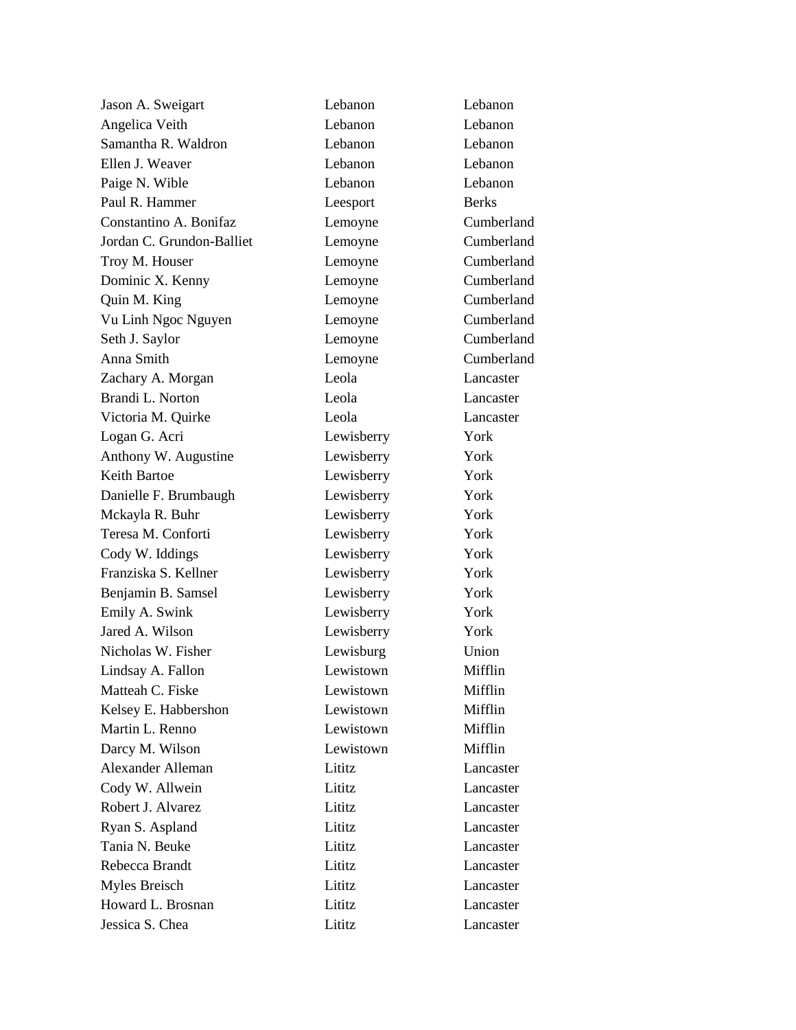| | | |
|---|---|---|
| Jason A. Sweigart | Lebanon | Lebanon |
| Angelica Veith | Lebanon | Lebanon |
| Samantha R. Waldron | Lebanon | Lebanon |
| Ellen J. Weaver | Lebanon | Lebanon |
| Paige N. Wible | Lebanon | Lebanon |
| Paul R. Hammer | Leesport | Berks |
| Constantino A. Bonifaz | Lemoyne | Cumberland |
| Jordan C. Grundon-Balliet | Lemoyne | Cumberland |
| Troy M. Houser | Lemoyne | Cumberland |
| Dominic X. Kenny | Lemoyne | Cumberland |
| Quin M. King | Lemoyne | Cumberland |
| Vu Linh Ngoc Nguyen | Lemoyne | Cumberland |
| Seth J. Saylor | Lemoyne | Cumberland |
| Anna Smith | Lemoyne | Cumberland |
| Zachary A. Morgan | Leola | Lancaster |
| Brandi L. Norton | Leola | Lancaster |
| Victoria M. Quirke | Leola | Lancaster |
| Logan G. Acri | Lewisberry | York |
| Anthony W. Augustine | Lewisberry | York |
| Keith Bartoe | Lewisberry | York |
| Danielle F. Brumbaugh | Lewisberry | York |
| Mckayla R. Buhr | Lewisberry | York |
| Teresa M. Conforti | Lewisberry | York |
| Cody W. Iddings | Lewisberry | York |
| Franziska S. Kellner | Lewisberry | York |
| Benjamin B. Samsel | Lewisberry | York |
| Emily A. Swink | Lewisberry | York |
| Jared A. Wilson | Lewisberry | York |
| Nicholas W. Fisher | Lewisburg | Union |
| Lindsay A. Fallon | Lewistown | Mifflin |
| Matteah C. Fiske | Lewistown | Mifflin |
| Kelsey E. Habbershon | Lewistown | Mifflin |
| Martin L. Renno | Lewistown | Mifflin |
| Darcy M. Wilson | Lewistown | Mifflin |
| Alexander Alleman | Lititz | Lancaster |
| Cody W. Allwein | Lititz | Lancaster |
| Robert J. Alvarez | Lititz | Lancaster |
| Ryan S. Aspland | Lititz | Lancaster |
| Tania N. Beuke | Lititz | Lancaster |
| Rebecca Brandt | Lititz | Lancaster |
| Myles Breisch | Lititz | Lancaster |
| Howard L. Brosnan | Lititz | Lancaster |
| Jessica S. Chea | Lititz | Lancaster |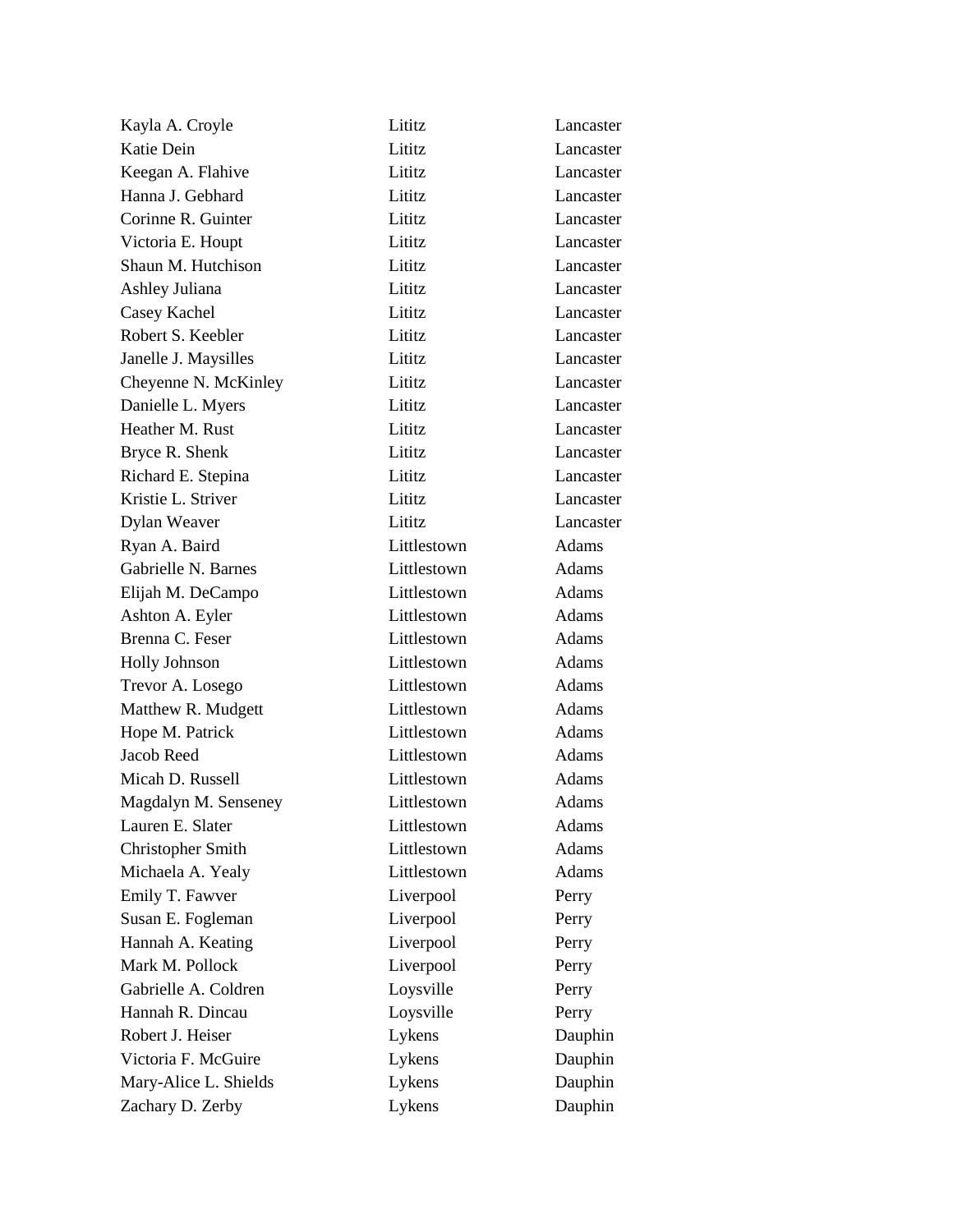| | | |
|---|---|---|
| Kayla A. Croyle | Lititz | Lancaster |
| Katie Dein | Lititz | Lancaster |
| Keegan A. Flahive | Lititz | Lancaster |
| Hanna J. Gebhard | Lititz | Lancaster |
| Corinne R. Guinter | Lititz | Lancaster |
| Victoria E. Houpt | Lititz | Lancaster |
| Shaun M. Hutchison | Lititz | Lancaster |
| Ashley Juliana | Lititz | Lancaster |
| Casey Kachel | Lititz | Lancaster |
| Robert S. Keebler | Lititz | Lancaster |
| Janelle J. Maysilles | Lititz | Lancaster |
| Cheyenne N. McKinley | Lititz | Lancaster |
| Danielle L. Myers | Lititz | Lancaster |
| Heather M. Rust | Lititz | Lancaster |
| Bryce R. Shenk | Lititz | Lancaster |
| Richard E. Stepina | Lititz | Lancaster |
| Kristie L. Striver | Lititz | Lancaster |
| Dylan Weaver | Lititz | Lancaster |
| Ryan A. Baird | Littlestown | Adams |
| Gabrielle N. Barnes | Littlestown | Adams |
| Elijah M. DeCampo | Littlestown | Adams |
| Ashton A. Eyler | Littlestown | Adams |
| Brenna C. Feser | Littlestown | Adams |
| Holly Johnson | Littlestown | Adams |
| Trevor A. Losego | Littlestown | Adams |
| Matthew R. Mudgett | Littlestown | Adams |
| Hope M. Patrick | Littlestown | Adams |
| Jacob Reed | Littlestown | Adams |
| Micah D. Russell | Littlestown | Adams |
| Magdalyn M. Senseney | Littlestown | Adams |
| Lauren E. Slater | Littlestown | Adams |
| Christopher Smith | Littlestown | Adams |
| Michaela A. Yealy | Littlestown | Adams |
| Emily T. Fawver | Liverpool | Perry |
| Susan E. Fogleman | Liverpool | Perry |
| Hannah A. Keating | Liverpool | Perry |
| Mark M. Pollock | Liverpool | Perry |
| Gabrielle A. Coldren | Loysville | Perry |
| Hannah R. Dincau | Loysville | Perry |
| Robert J. Heiser | Lykens | Dauphin |
| Victoria F. McGuire | Lykens | Dauphin |
| Mary-Alice L. Shields | Lykens | Dauphin |
| Zachary D. Zerby | Lykens | Dauphin |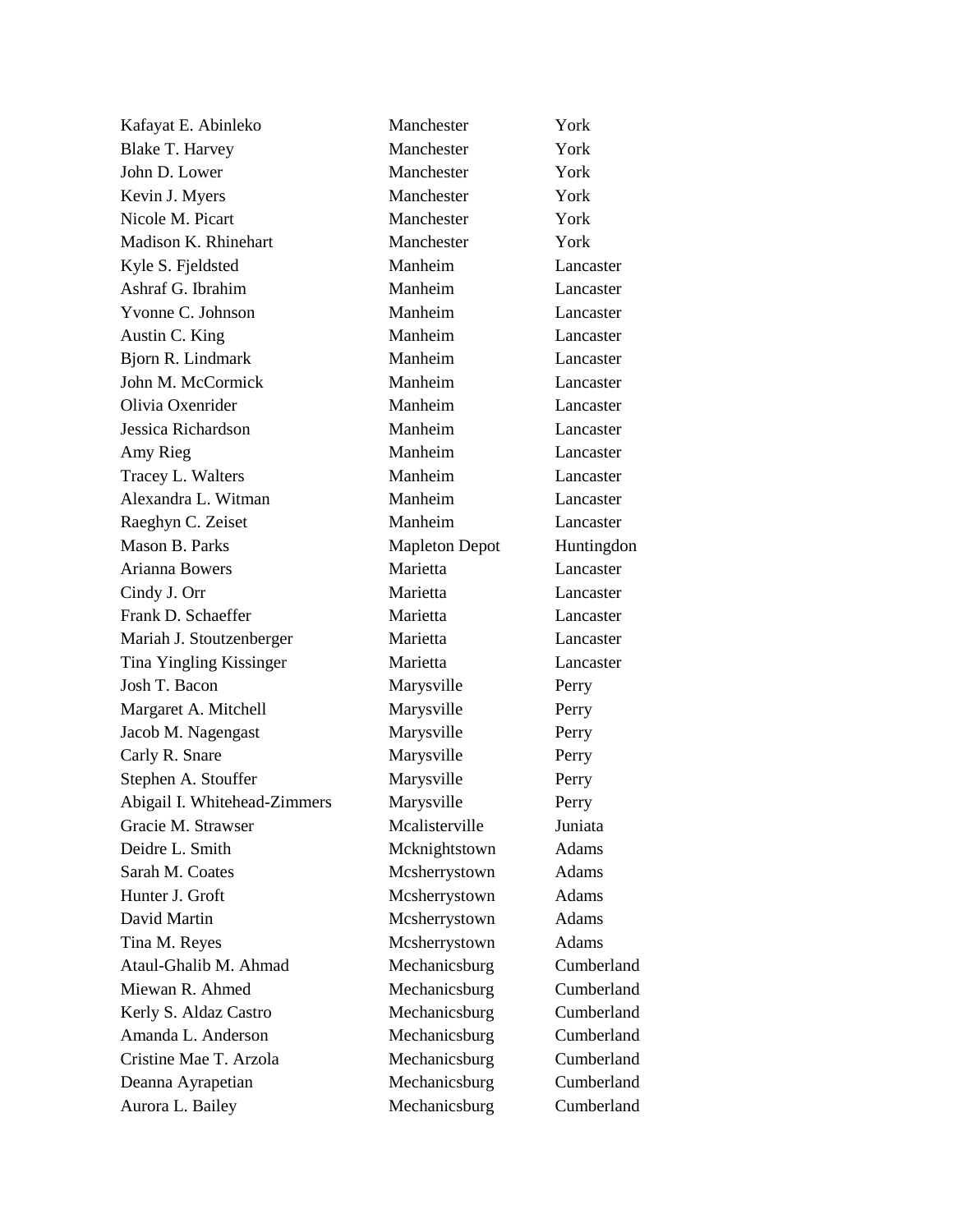| | | |
|---|---|---|
| Kafayat E. Abinleko | Manchester | York |
| Blake T. Harvey | Manchester | York |
| John D. Lower | Manchester | York |
| Kevin J. Myers | Manchester | York |
| Nicole M. Picart | Manchester | York |
| Madison K. Rhinehart | Manchester | York |
| Kyle S. Fjeldsted | Manheim | Lancaster |
| Ashraf G. Ibrahim | Manheim | Lancaster |
| Yvonne C. Johnson | Manheim | Lancaster |
| Austin C. King | Manheim | Lancaster |
| Bjorn R. Lindmark | Manheim | Lancaster |
| John M. McCormick | Manheim | Lancaster |
| Olivia Oxenrider | Manheim | Lancaster |
| Jessica Richardson | Manheim | Lancaster |
| Amy Rieg | Manheim | Lancaster |
| Tracey L. Walters | Manheim | Lancaster |
| Alexandra L. Witman | Manheim | Lancaster |
| Raeghyn C. Zeiset | Manheim | Lancaster |
| Mason B. Parks | Mapleton Depot | Huntingdon |
| Arianna Bowers | Marietta | Lancaster |
| Cindy J. Orr | Marietta | Lancaster |
| Frank D. Schaeffer | Marietta | Lancaster |
| Mariah J. Stoutzenberger | Marietta | Lancaster |
| Tina Yingling Kissinger | Marietta | Lancaster |
| Josh T. Bacon | Marysville | Perry |
| Margaret A. Mitchell | Marysville | Perry |
| Jacob M. Nagengast | Marysville | Perry |
| Carly R. Snare | Marysville | Perry |
| Stephen A. Stouffer | Marysville | Perry |
| Abigail I. Whitehead-Zimmers | Marysville | Perry |
| Gracie M. Strawser | Mcalisterville | Juniata |
| Deidre L. Smith | Mcknightstown | Adams |
| Sarah M. Coates | Mcsherrystown | Adams |
| Hunter J. Groft | Mcsherrystown | Adams |
| David Martin | Mcsherrystown | Adams |
| Tina M. Reyes | Mcsherrystown | Adams |
| Ataul-Ghalib M. Ahmad | Mechanicsburg | Cumberland |
| Miewan R. Ahmed | Mechanicsburg | Cumberland |
| Kerly S. Aldaz Castro | Mechanicsburg | Cumberland |
| Amanda L. Anderson | Mechanicsburg | Cumberland |
| Cristine Mae T. Arzola | Mechanicsburg | Cumberland |
| Deanna Ayrapetian | Mechanicsburg | Cumberland |
| Aurora L. Bailey | Mechanicsburg | Cumberland |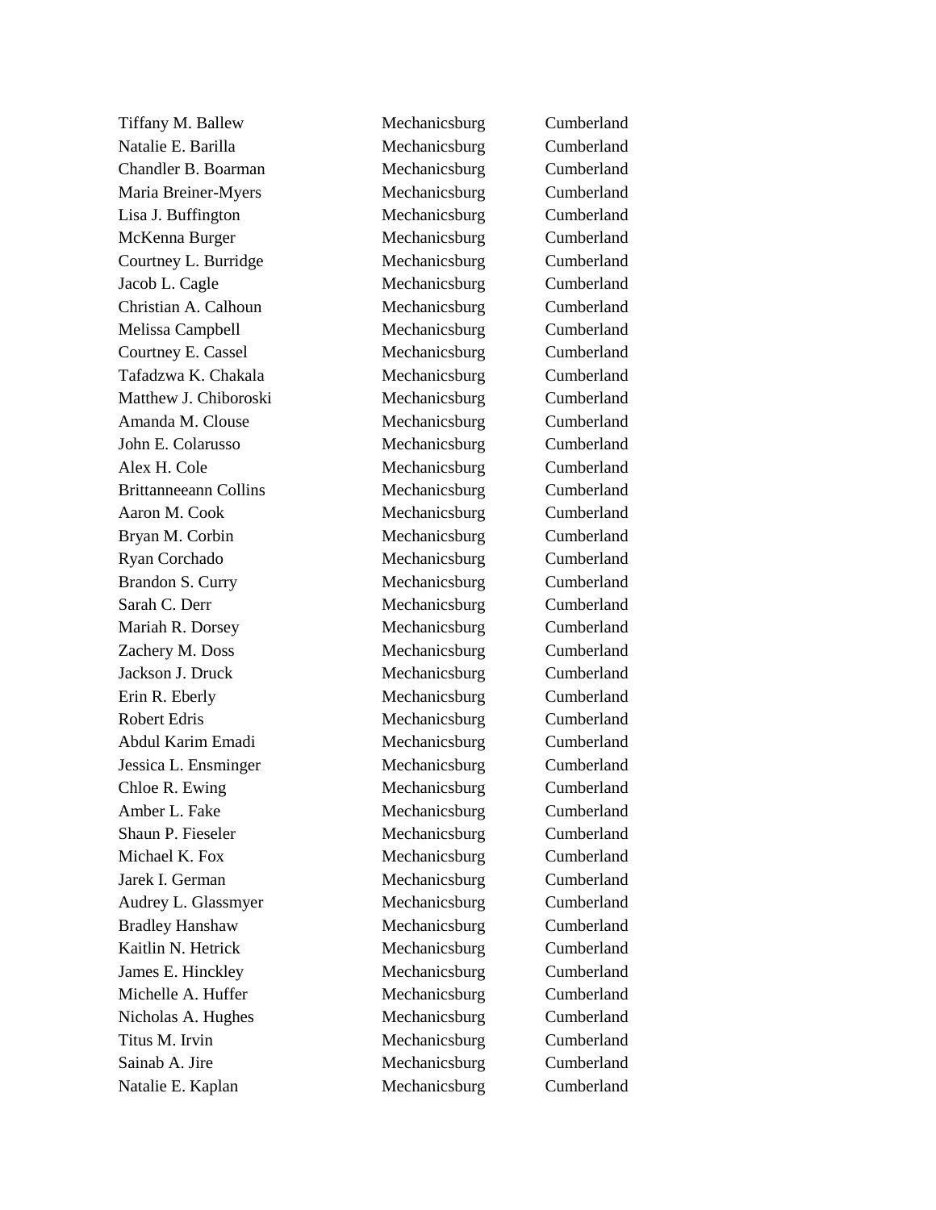| | | |
|---|---|---|
| Tiffany M. Ballew | Mechanicsburg | Cumberland |
| Natalie E. Barilla | Mechanicsburg | Cumberland |
| Chandler B. Boarman | Mechanicsburg | Cumberland |
| Maria Breiner-Myers | Mechanicsburg | Cumberland |
| Lisa J. Buffington | Mechanicsburg | Cumberland |
| McKenna Burger | Mechanicsburg | Cumberland |
| Courtney L. Burridge | Mechanicsburg | Cumberland |
| Jacob L. Cagle | Mechanicsburg | Cumberland |
| Christian A. Calhoun | Mechanicsburg | Cumberland |
| Melissa Campbell | Mechanicsburg | Cumberland |
| Courtney E. Cassel | Mechanicsburg | Cumberland |
| Tafadzwa K. Chakala | Mechanicsburg | Cumberland |
| Matthew J. Chiboroski | Mechanicsburg | Cumberland |
| Amanda M. Clouse | Mechanicsburg | Cumberland |
| John E. Colarusso | Mechanicsburg | Cumberland |
| Alex H. Cole | Mechanicsburg | Cumberland |
| Brittanneeann Collins | Mechanicsburg | Cumberland |
| Aaron M. Cook | Mechanicsburg | Cumberland |
| Bryan M. Corbin | Mechanicsburg | Cumberland |
| Ryan Corchado | Mechanicsburg | Cumberland |
| Brandon S. Curry | Mechanicsburg | Cumberland |
| Sarah C. Derr | Mechanicsburg | Cumberland |
| Mariah R. Dorsey | Mechanicsburg | Cumberland |
| Zachery M. Doss | Mechanicsburg | Cumberland |
| Jackson J. Druck | Mechanicsburg | Cumberland |
| Erin R. Eberly | Mechanicsburg | Cumberland |
| Robert Edris | Mechanicsburg | Cumberland |
| Abdul Karim Emadi | Mechanicsburg | Cumberland |
| Jessica L. Ensminger | Mechanicsburg | Cumberland |
| Chloe R. Ewing | Mechanicsburg | Cumberland |
| Amber L. Fake | Mechanicsburg | Cumberland |
| Shaun P. Fieseler | Mechanicsburg | Cumberland |
| Michael K. Fox | Mechanicsburg | Cumberland |
| Jarek I. German | Mechanicsburg | Cumberland |
| Audrey L. Glassmyer | Mechanicsburg | Cumberland |
| Bradley Hanshaw | Mechanicsburg | Cumberland |
| Kaitlin N. Hetrick | Mechanicsburg | Cumberland |
| James E. Hinckley | Mechanicsburg | Cumberland |
| Michelle A. Huffer | Mechanicsburg | Cumberland |
| Nicholas A. Hughes | Mechanicsburg | Cumberland |
| Titus M. Irvin | Mechanicsburg | Cumberland |
| Sainab A. Jire | Mechanicsburg | Cumberland |
| Natalie E. Kaplan | Mechanicsburg | Cumberland |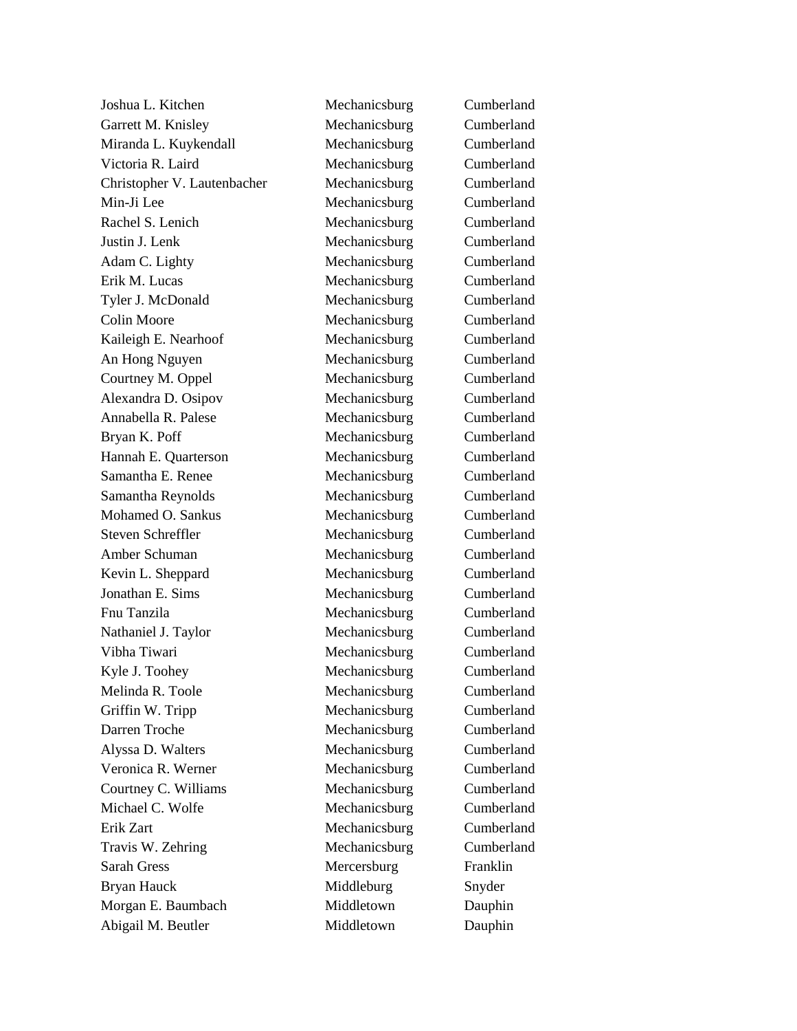| | | |
|---|---|---|
| Joshua L. Kitchen | Mechanicsburg | Cumberland |
| Garrett M. Knisley | Mechanicsburg | Cumberland |
| Miranda L. Kuykendall | Mechanicsburg | Cumberland |
| Victoria R. Laird | Mechanicsburg | Cumberland |
| Christopher V. Lautenbacher | Mechanicsburg | Cumberland |
| Min-Ji Lee | Mechanicsburg | Cumberland |
| Rachel S. Lenich | Mechanicsburg | Cumberland |
| Justin J. Lenk | Mechanicsburg | Cumberland |
| Adam C. Lighty | Mechanicsburg | Cumberland |
| Erik M. Lucas | Mechanicsburg | Cumberland |
| Tyler J. McDonald | Mechanicsburg | Cumberland |
| Colin Moore | Mechanicsburg | Cumberland |
| Kaileigh E. Nearhoof | Mechanicsburg | Cumberland |
| An Hong Nguyen | Mechanicsburg | Cumberland |
| Courtney M. Oppel | Mechanicsburg | Cumberland |
| Alexandra D. Osipov | Mechanicsburg | Cumberland |
| Annabella R. Palese | Mechanicsburg | Cumberland |
| Bryan K. Poff | Mechanicsburg | Cumberland |
| Hannah E. Quarterson | Mechanicsburg | Cumberland |
| Samantha E. Renee | Mechanicsburg | Cumberland |
| Samantha Reynolds | Mechanicsburg | Cumberland |
| Mohamed O. Sankus | Mechanicsburg | Cumberland |
| Steven Schreffler | Mechanicsburg | Cumberland |
| Amber Schuman | Mechanicsburg | Cumberland |
| Kevin L. Sheppard | Mechanicsburg | Cumberland |
| Jonathan E. Sims | Mechanicsburg | Cumberland |
| Fnu Tanzila | Mechanicsburg | Cumberland |
| Nathaniel J. Taylor | Mechanicsburg | Cumberland |
| Vibha Tiwari | Mechanicsburg | Cumberland |
| Kyle J. Toohey | Mechanicsburg | Cumberland |
| Melinda R. Toole | Mechanicsburg | Cumberland |
| Griffin W. Tripp | Mechanicsburg | Cumberland |
| Darren Troche | Mechanicsburg | Cumberland |
| Alyssa D. Walters | Mechanicsburg | Cumberland |
| Veronica R. Werner | Mechanicsburg | Cumberland |
| Courtney C. Williams | Mechanicsburg | Cumberland |
| Michael C. Wolfe | Mechanicsburg | Cumberland |
| Erik Zart | Mechanicsburg | Cumberland |
| Travis W. Zehring | Mechanicsburg | Cumberland |
| Sarah Gress | Mercersburg | Franklin |
| Bryan Hauck | Middleburg | Snyder |
| Morgan E. Baumbach | Middletown | Dauphin |
| Abigail M. Beutler | Middletown | Dauphin |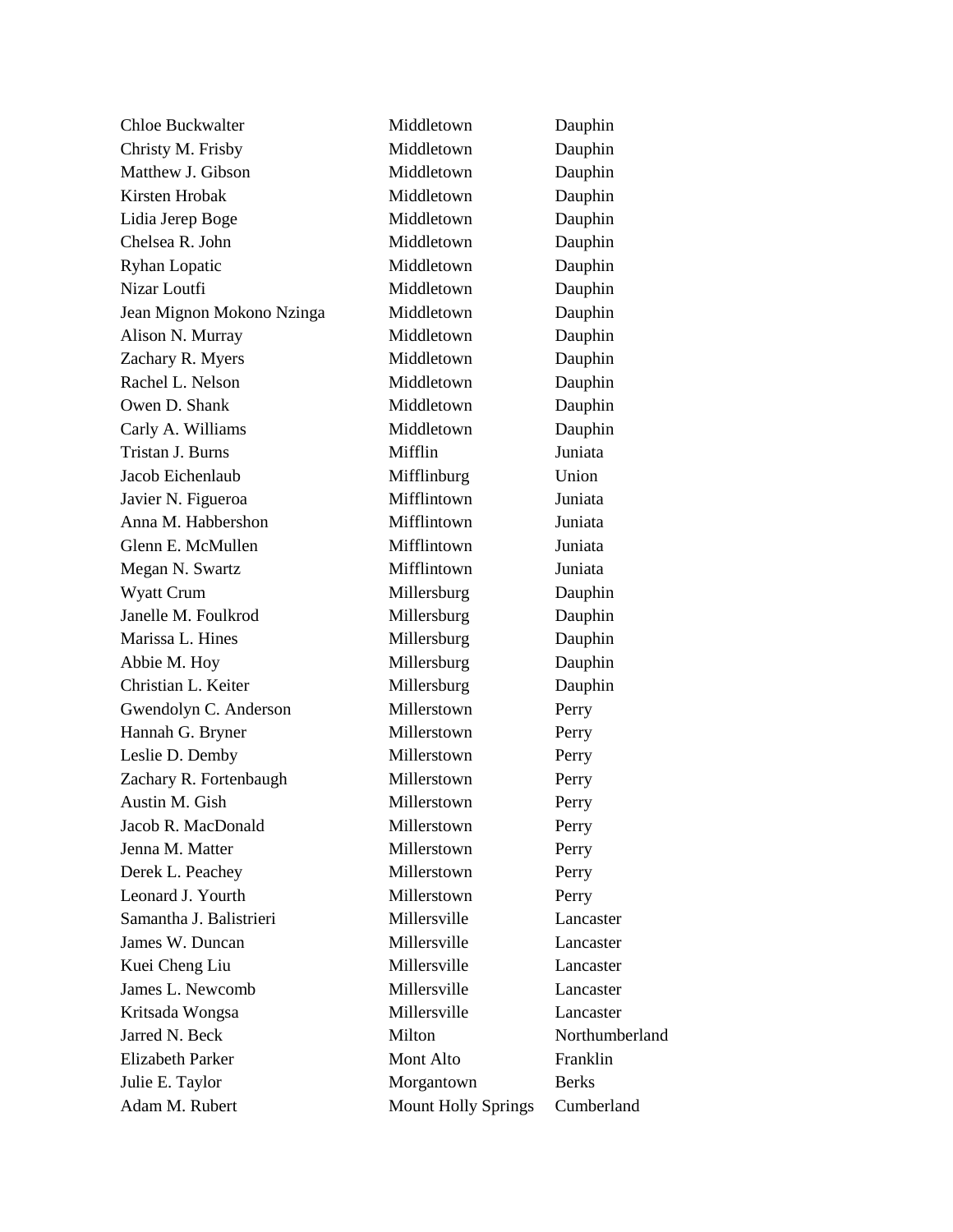| | | |
|---|---|---|
| Chloe Buckwalter | Middletown | Dauphin |
| Christy M. Frisby | Middletown | Dauphin |
| Matthew J. Gibson | Middletown | Dauphin |
| Kirsten Hrobak | Middletown | Dauphin |
| Lidia Jerep Boge | Middletown | Dauphin |
| Chelsea R. John | Middletown | Dauphin |
| Ryhan Lopatic | Middletown | Dauphin |
| Nizar Loutfi | Middletown | Dauphin |
| Jean Mignon Mokono Nzinga | Middletown | Dauphin |
| Alison N. Murray | Middletown | Dauphin |
| Zachary R. Myers | Middletown | Dauphin |
| Rachel L. Nelson | Middletown | Dauphin |
| Owen D. Shank | Middletown | Dauphin |
| Carly A. Williams | Middletown | Dauphin |
| Tristan J. Burns | Mifflin | Juniata |
| Jacob Eichenlaub | Mifflinburg | Union |
| Javier N. Figueroa | Mifflintown | Juniata |
| Anna M. Habbershon | Mifflintown | Juniata |
| Glenn E. McMullen | Mifflintown | Juniata |
| Megan N. Swartz | Mifflintown | Juniata |
| Wyatt Crum | Millersburg | Dauphin |
| Janelle M. Foulkrod | Millersburg | Dauphin |
| Marissa L. Hines | Millersburg | Dauphin |
| Abbie M. Hoy | Millersburg | Dauphin |
| Christian L. Keiter | Millersburg | Dauphin |
| Gwendolyn C. Anderson | Millerstown | Perry |
| Hannah G. Bryner | Millerstown | Perry |
| Leslie D. Demby | Millerstown | Perry |
| Zachary R. Fortenbaugh | Millerstown | Perry |
| Austin M. Gish | Millerstown | Perry |
| Jacob R. MacDonald | Millerstown | Perry |
| Jenna M. Matter | Millerstown | Perry |
| Derek L. Peachey | Millerstown | Perry |
| Leonard J. Yourth | Millerstown | Perry |
| Samantha J. Balistrieri | Millersville | Lancaster |
| James W. Duncan | Millersville | Lancaster |
| Kuei Cheng Liu | Millersville | Lancaster |
| James L. Newcomb | Millersville | Lancaster |
| Kritsada Wongsa | Millersville | Lancaster |
| Jarred N. Beck | Milton | Northumberland |
| Elizabeth Parker | Mont Alto | Franklin |
| Julie E. Taylor | Morgantown | Berks |
| Adam M. Rubert | Mount Holly Springs | Cumberland |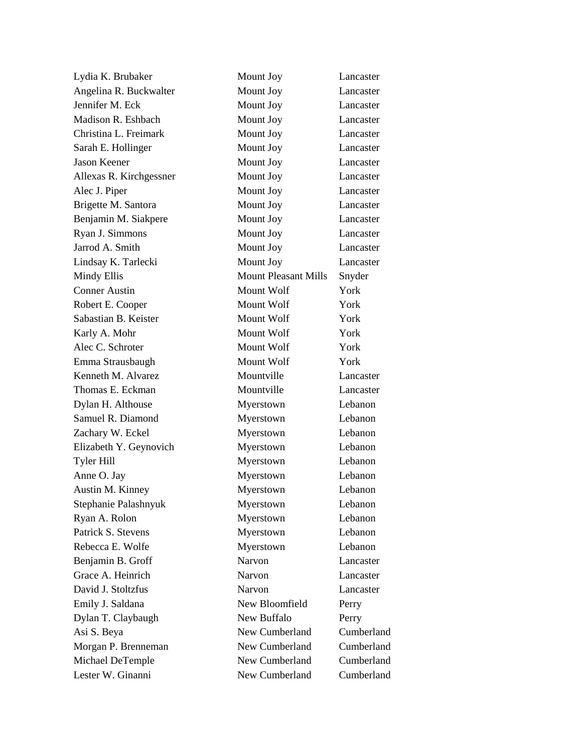| Lydia K. Brubaker | Mount Joy | Lancaster |
|---|---|---|
| Angelina R. Buckwalter | Mount Joy | Lancaster |
| Jennifer M. Eck | Mount Joy | Lancaster |
| Madison R. Eshbach | Mount Joy | Lancaster |
| Christina L. Freimark | Mount Joy | Lancaster |
| Sarah E. Hollinger | Mount Joy | Lancaster |
| Jason Keener | Mount Joy | Lancaster |
| Allexas R. Kirchgessner | Mount Joy | Lancaster |
| Alec J. Piper | Mount Joy | Lancaster |
| Brigette M. Santora | Mount Joy | Lancaster |
| Benjamin M. Siakpere | Mount Joy | Lancaster |
| Ryan J. Simmons | Mount Joy | Lancaster |
| Jarrod A. Smith | Mount Joy | Lancaster |
| Lindsay K. Tarlecki | Mount Joy | Lancaster |
| Mindy Ellis | Mount Pleasant Mills | Snyder |
| Conner Austin | Mount Wolf | York |
| Robert E. Cooper | Mount Wolf | York |
| Sabastian B. Keister | Mount Wolf | York |
| Karly A. Mohr | Mount Wolf | York |
| Alec C. Schroter | Mount Wolf | York |
| Emma Strausbaugh | Mount Wolf | York |
| Kenneth M. Alvarez | Mountville | Lancaster |
| Thomas E. Eckman | Mountville | Lancaster |
| Dylan H. Althouse | Myerstown | Lebanon |
| Samuel R. Diamond | Myerstown | Lebanon |
| Zachary W. Eckel | Myerstown | Lebanon |
| Elizabeth Y. Geynovich | Myerstown | Lebanon |
| Tyler Hill | Myerstown | Lebanon |
| Anne O. Jay | Myerstown | Lebanon |
| Austin M. Kinney | Myerstown | Lebanon |
| Stephanie Palashnyuk | Myerstown | Lebanon |
| Ryan A. Rolon | Myerstown | Lebanon |
| Patrick S. Stevens | Myerstown | Lebanon |
| Rebecca E. Wolfe | Myerstown | Lebanon |
| Benjamin B. Groff | Narvon | Lancaster |
| Grace A. Heinrich | Narvon | Lancaster |
| David J. Stoltzfus | Narvon | Lancaster |
| Emily J. Saldana | New Bloomfield | Perry |
| Dylan T. Claybaugh | New Buffalo | Perry |
| Asi S. Beya | New Cumberland | Cumberland |
| Morgan P. Brenneman | New Cumberland | Cumberland |
| Michael DeTemple | New Cumberland | Cumberland |
| Lester W. Ginanni | New Cumberland | Cumberland |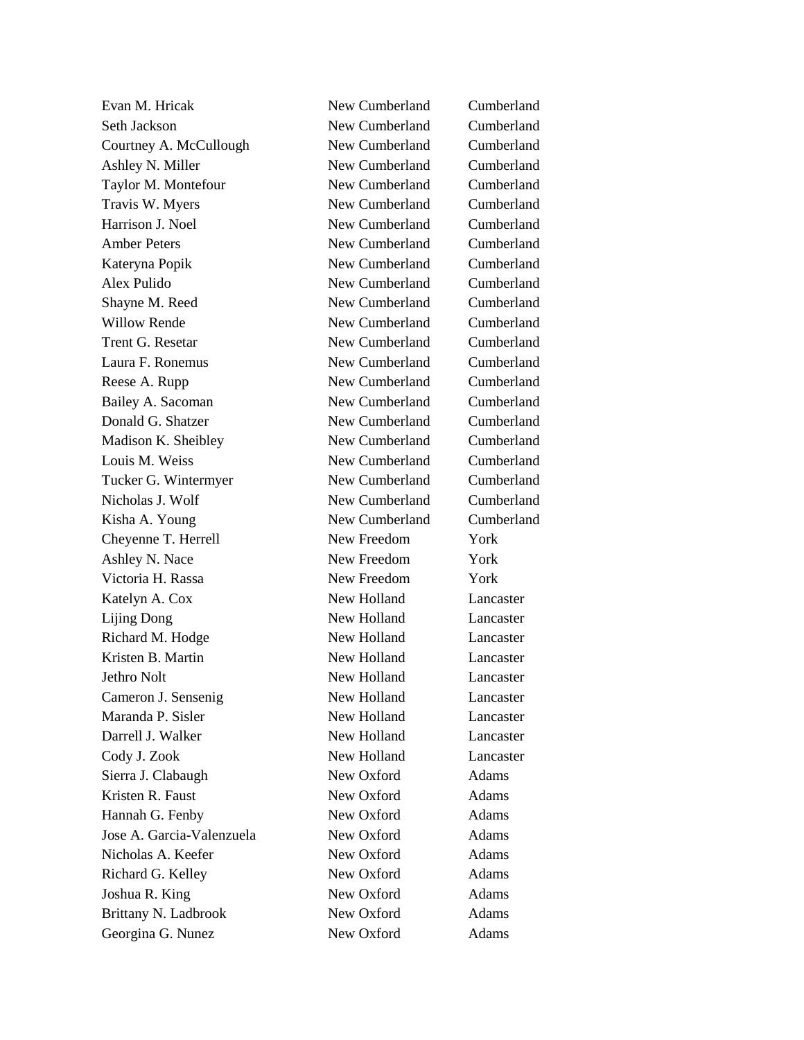| | | |
|---|---|---|
| Evan M. Hricak | New Cumberland | Cumberland |
| Seth Jackson | New Cumberland | Cumberland |
| Courtney A. McCullough | New Cumberland | Cumberland |
| Ashley N. Miller | New Cumberland | Cumberland |
| Taylor M. Montefour | New Cumberland | Cumberland |
| Travis W. Myers | New Cumberland | Cumberland |
| Harrison J. Noel | New Cumberland | Cumberland |
| Amber Peters | New Cumberland | Cumberland |
| Kateryna Popik | New Cumberland | Cumberland |
| Alex Pulido | New Cumberland | Cumberland |
| Shayne M. Reed | New Cumberland | Cumberland |
| Willow Rende | New Cumberland | Cumberland |
| Trent G. Resetar | New Cumberland | Cumberland |
| Laura F. Ronemus | New Cumberland | Cumberland |
| Reese A. Rupp | New Cumberland | Cumberland |
| Bailey A. Sacoman | New Cumberland | Cumberland |
| Donald G. Shatzer | New Cumberland | Cumberland |
| Madison K. Sheibley | New Cumberland | Cumberland |
| Louis M. Weiss | New Cumberland | Cumberland |
| Tucker G. Wintermyer | New Cumberland | Cumberland |
| Nicholas J. Wolf | New Cumberland | Cumberland |
| Kisha A. Young | New Cumberland | Cumberland |
| Cheyenne T. Herrell | New Freedom | York |
| Ashley N. Nace | New Freedom | York |
| Victoria H. Rassa | New Freedom | York |
| Katelyn A. Cox | New Holland | Lancaster |
| Lijing Dong | New Holland | Lancaster |
| Richard M. Hodge | New Holland | Lancaster |
| Kristen B. Martin | New Holland | Lancaster |
| Jethro Nolt | New Holland | Lancaster |
| Cameron J. Sensenig | New Holland | Lancaster |
| Maranda P. Sisler | New Holland | Lancaster |
| Darrell J. Walker | New Holland | Lancaster |
| Cody J. Zook | New Holland | Lancaster |
| Sierra J. Clabaugh | New Oxford | Adams |
| Kristen R. Faust | New Oxford | Adams |
| Hannah G. Fenby | New Oxford | Adams |
| Jose A. Garcia-Valenzuela | New Oxford | Adams |
| Nicholas A. Keefer | New Oxford | Adams |
| Richard G. Kelley | New Oxford | Adams |
| Joshua R. King | New Oxford | Adams |
| Brittany N. Ladbrook | New Oxford | Adams |
| Georgina G. Nunez | New Oxford | Adams |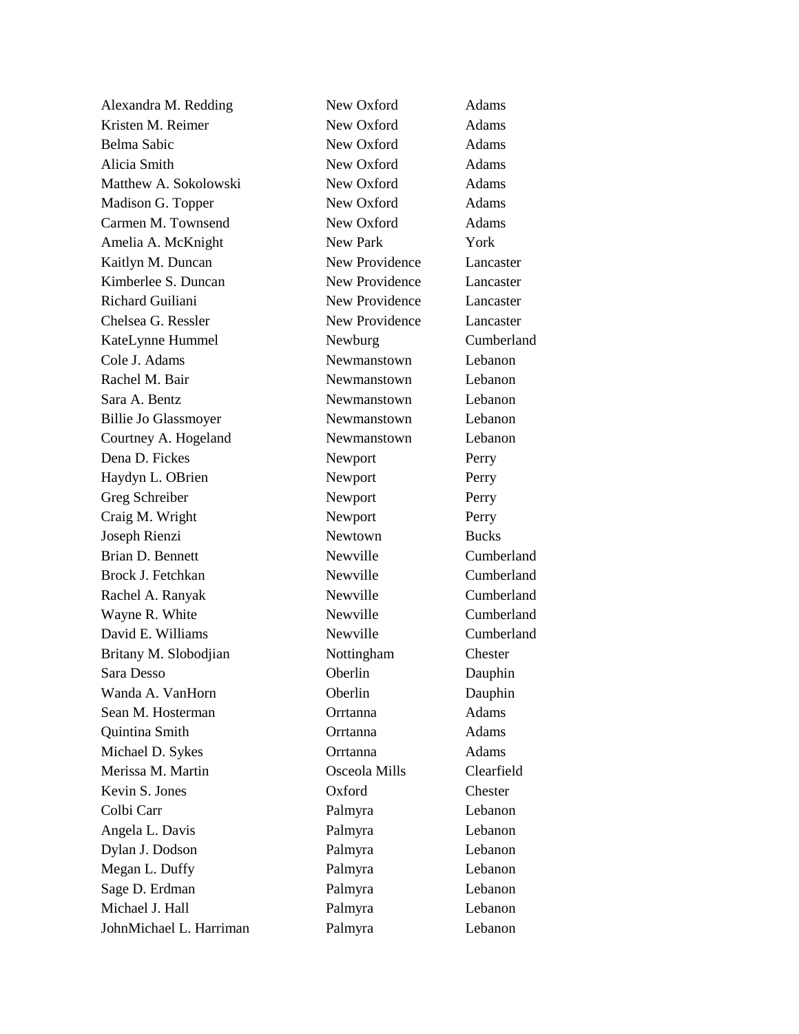| | | |
|---|---|---|
| Alexandra M. Redding | New Oxford | Adams |
| Kristen M. Reimer | New Oxford | Adams |
| Belma Sabic | New Oxford | Adams |
| Alicia Smith | New Oxford | Adams |
| Matthew A. Sokolowski | New Oxford | Adams |
| Madison G. Topper | New Oxford | Adams |
| Carmen M. Townsend | New Oxford | Adams |
| Amelia A. McKnight | New Park | York |
| Kaitlyn M. Duncan | New Providence | Lancaster |
| Kimberlee S. Duncan | New Providence | Lancaster |
| Richard Guiliani | New Providence | Lancaster |
| Chelsea G. Ressler | New Providence | Lancaster |
| KateLynne Hummel | Newburg | Cumberland |
| Cole J. Adams | Newmanstown | Lebanon |
| Rachel M. Bair | Newmanstown | Lebanon |
| Sara A. Bentz | Newmanstown | Lebanon |
| Billie Jo Glassmoyer | Newmanstown | Lebanon |
| Courtney A. Hogeland | Newmanstown | Lebanon |
| Dena D. Fickes | Newport | Perry |
| Haydyn L. OBrien | Newport | Perry |
| Greg Schreiber | Newport | Perry |
| Craig M. Wright | Newport | Perry |
| Joseph Rienzi | Newtown | Bucks |
| Brian D. Bennett | Newville | Cumberland |
| Brock J. Fetchkan | Newville | Cumberland |
| Rachel A. Ranyak | Newville | Cumberland |
| Wayne R. White | Newville | Cumberland |
| David E. Williams | Newville | Cumberland |
| Britany M. Slobodjian | Nottingham | Chester |
| Sara Desso | Oberlin | Dauphin |
| Wanda A. VanHorn | Oberlin | Dauphin |
| Sean M. Hosterman | Orrtanna | Adams |
| Quintina Smith | Orrtanna | Adams |
| Michael D. Sykes | Orrtanna | Adams |
| Merissa M. Martin | Osceola Mills | Clearfield |
| Kevin S. Jones | Oxford | Chester |
| Colbi Carr | Palmyra | Lebanon |
| Angela L. Davis | Palmyra | Lebanon |
| Dylan J. Dodson | Palmyra | Lebanon |
| Megan L. Duffy | Palmyra | Lebanon |
| Sage D. Erdman | Palmyra | Lebanon |
| Michael J. Hall | Palmyra | Lebanon |
| JohnMichael L. Harriman | Palmyra | Lebanon |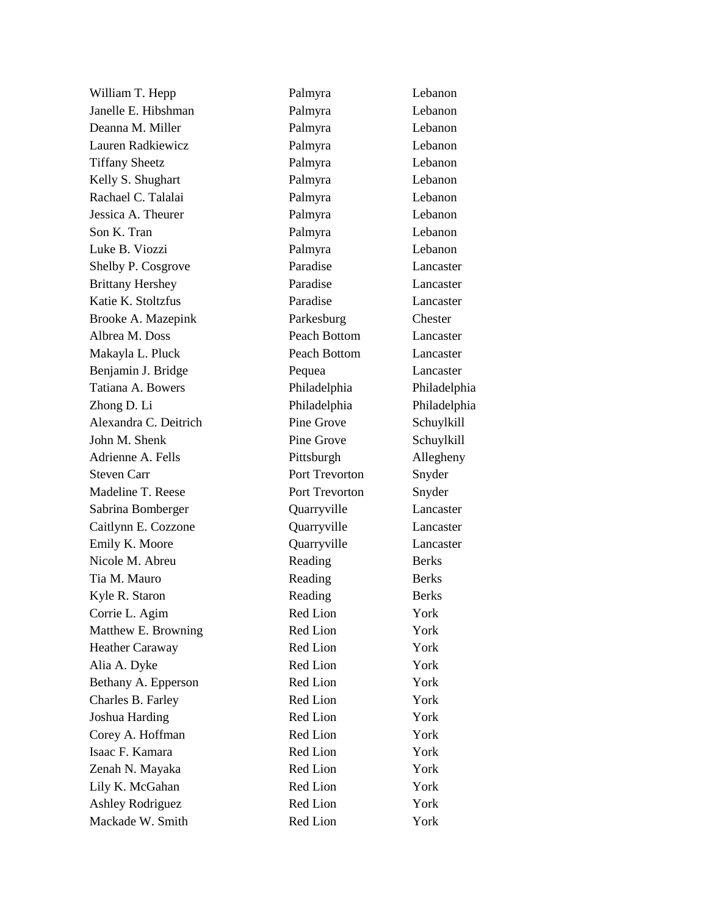| | | |
|---|---|---|
| William T. Hepp | Palmyra | Lebanon |
| Janelle E. Hibshman | Palmyra | Lebanon |
| Deanna M. Miller | Palmyra | Lebanon |
| Lauren Radkiewicz | Palmyra | Lebanon |
| Tiffany Sheetz | Palmyra | Lebanon |
| Kelly S. Shughart | Palmyra | Lebanon |
| Rachael C. Talalai | Palmyra | Lebanon |
| Jessica A. Theurer | Palmyra | Lebanon |
| Son K. Tran | Palmyra | Lebanon |
| Luke B. Viozzi | Palmyra | Lebanon |
| Shelby P. Cosgrove | Paradise | Lancaster |
| Brittany Hershey | Paradise | Lancaster |
| Katie K. Stoltzfus | Paradise | Lancaster |
| Brooke A. Mazepink | Parkesburg | Chester |
| Albrea M. Doss | Peach Bottom | Lancaster |
| Makayla L. Pluck | Peach Bottom | Lancaster |
| Benjamin J. Bridge | Pequea | Lancaster |
| Tatiana A. Bowers | Philadelphia | Philadelphia |
| Zhong D. Li | Philadelphia | Philadelphia |
| Alexandra C. Deitrich | Pine Grove | Schuylkill |
| John M. Shenk | Pine Grove | Schuylkill |
| Adrienne A. Fells | Pittsburgh | Allegheny |
| Steven Carr | Port Trevorton | Snyder |
| Madeline T. Reese | Port Trevorton | Snyder |
| Sabrina Bomberger | Quarryville | Lancaster |
| Caitlynn E. Cozzone | Quarryville | Lancaster |
| Emily K. Moore | Quarryville | Lancaster |
| Nicole M. Abreu | Reading | Berks |
| Tia M. Mauro | Reading | Berks |
| Kyle R. Staron | Reading | Berks |
| Corrie L. Agim | Red Lion | York |
| Matthew E. Browning | Red Lion | York |
| Heather Caraway | Red Lion | York |
| Alia A. Dyke | Red Lion | York |
| Bethany A. Epperson | Red Lion | York |
| Charles B. Farley | Red Lion | York |
| Joshua Harding | Red Lion | York |
| Corey A. Hoffman | Red Lion | York |
| Isaac F. Kamara | Red Lion | York |
| Zenah N. Mayaka | Red Lion | York |
| Lily K. McGahan | Red Lion | York |
| Ashley Rodriguez | Red Lion | York |
| Mackade W. Smith | Red Lion | York |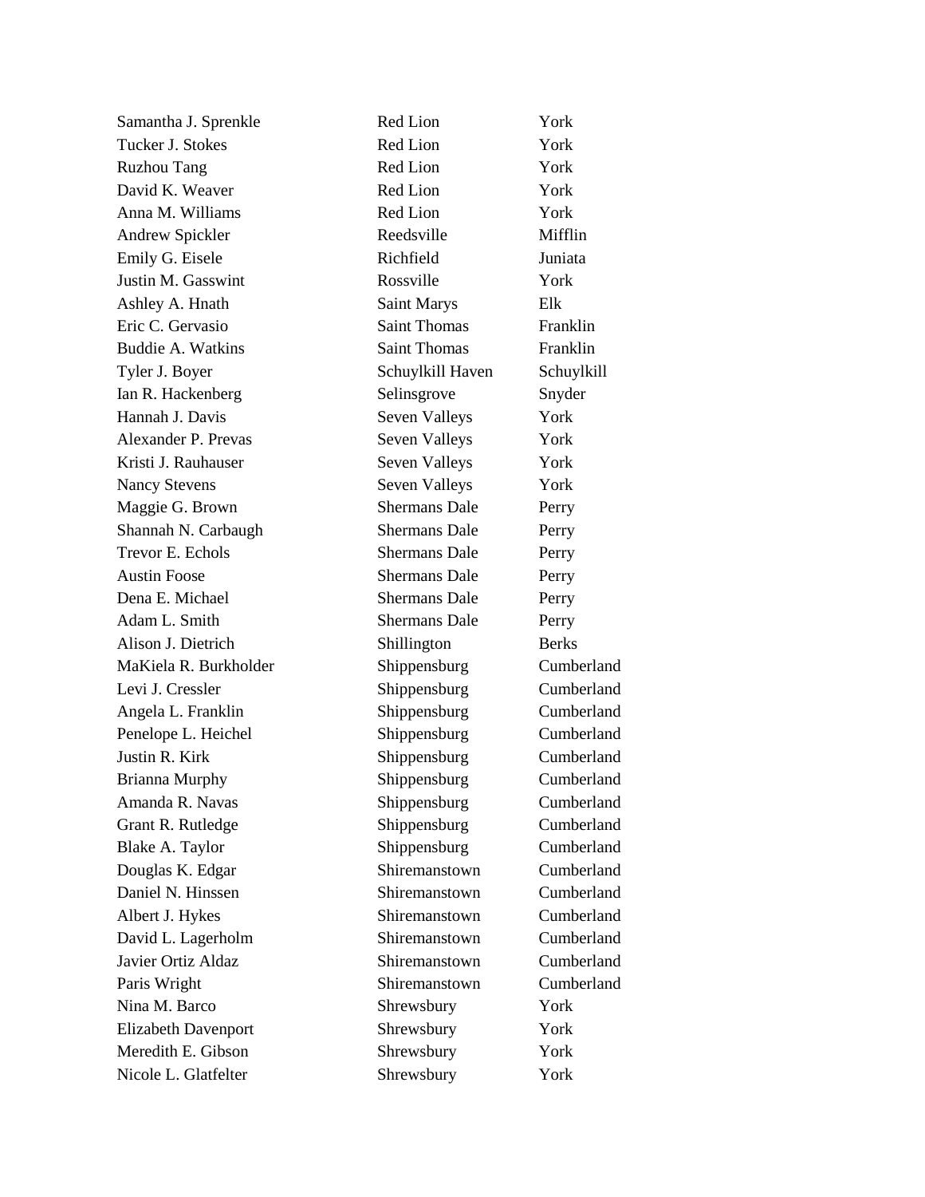| | | |
|---|---|---|
| Samantha J. Sprenkle | Red Lion | York |
| Tucker J. Stokes | Red Lion | York |
| Ruzhou Tang | Red Lion | York |
| David K. Weaver | Red Lion | York |
| Anna M. Williams | Red Lion | York |
| Andrew Spickler | Reedsville | Mifflin |
| Emily G. Eisele | Richfield | Juniata |
| Justin M. Gasswint | Rossville | York |
| Ashley A. Hnath | Saint Marys | Elk |
| Eric C. Gervasio | Saint Thomas | Franklin |
| Buddie A. Watkins | Saint Thomas | Franklin |
| Tyler J. Boyer | Schuylkill Haven | Schuylkill |
| Ian R. Hackenberg | Selinsgrove | Snyder |
| Hannah J. Davis | Seven Valleys | York |
| Alexander P. Prevas | Seven Valleys | York |
| Kristi J. Rauhauser | Seven Valleys | York |
| Nancy Stevens | Seven Valleys | York |
| Maggie G. Brown | Shermans Dale | Perry |
| Shannah N. Carbaugh | Shermans Dale | Perry |
| Trevor E. Echols | Shermans Dale | Perry |
| Austin Foose | Shermans Dale | Perry |
| Dena E. Michael | Shermans Dale | Perry |
| Adam L. Smith | Shermans Dale | Perry |
| Alison J. Dietrich | Shillington | Berks |
| MaKiela R. Burkholder | Shippensburg | Cumberland |
| Levi J. Cressler | Shippensburg | Cumberland |
| Angela L. Franklin | Shippensburg | Cumberland |
| Penelope L. Heichel | Shippensburg | Cumberland |
| Justin R. Kirk | Shippensburg | Cumberland |
| Brianna Murphy | Shippensburg | Cumberland |
| Amanda R. Navas | Shippensburg | Cumberland |
| Grant R. Rutledge | Shippensburg | Cumberland |
| Blake A. Taylor | Shippensburg | Cumberland |
| Douglas K. Edgar | Shiremanstown | Cumberland |
| Daniel N. Hinssen | Shiremanstown | Cumberland |
| Albert J. Hykes | Shiremanstown | Cumberland |
| David L. Lagerholm | Shiremanstown | Cumberland |
| Javier Ortiz Aldaz | Shiremanstown | Cumberland |
| Paris Wright | Shiremanstown | Cumberland |
| Nina M. Barco | Shrewsbury | York |
| Elizabeth Davenport | Shrewsbury | York |
| Meredith E. Gibson | Shrewsbury | York |
| Nicole L. Glatfelter | Shrewsbury | York |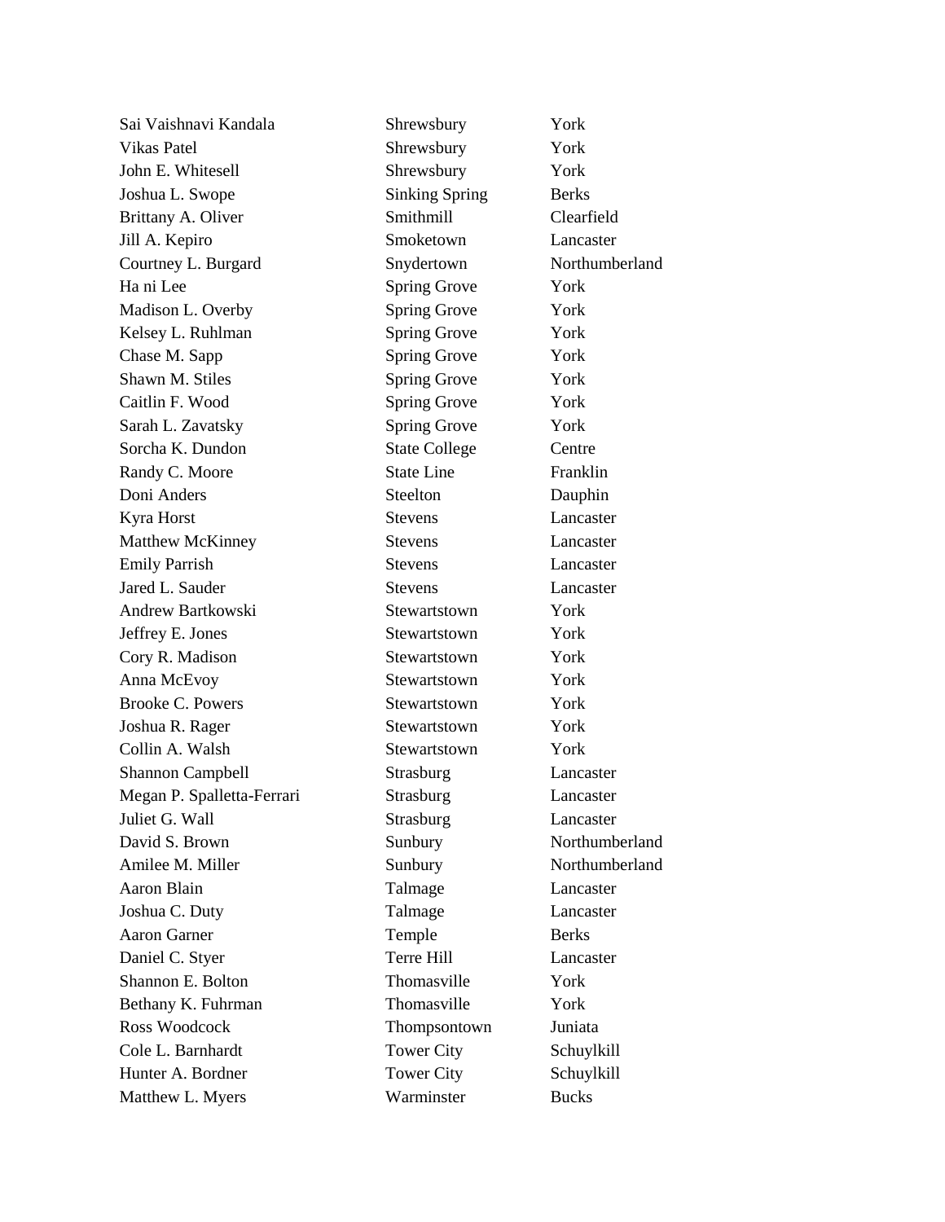| | | |
|---|---|---|
| Sai Vaishnavi Kandala | Shrewsbury | York |
| Vikas Patel | Shrewsbury | York |
| John E. Whitesell | Shrewsbury | York |
| Joshua L. Swope | Sinking Spring | Berks |
| Brittany A. Oliver | Smithmill | Clearfield |
| Jill A. Kepiro | Smoketown | Lancaster |
| Courtney L. Burgard | Snydertown | Northumberland |
| Ha ni Lee | Spring Grove | York |
| Madison L. Overby | Spring Grove | York |
| Kelsey L. Ruhlman | Spring Grove | York |
| Chase M. Sapp | Spring Grove | York |
| Shawn M. Stiles | Spring Grove | York |
| Caitlin F. Wood | Spring Grove | York |
| Sarah L. Zavatsky | Spring Grove | York |
| Sorcha K. Dundon | State College | Centre |
| Randy C. Moore | State Line | Franklin |
| Doni Anders | Steelton | Dauphin |
| Kyra Horst | Stevens | Lancaster |
| Matthew McKinney | Stevens | Lancaster |
| Emily Parrish | Stevens | Lancaster |
| Jared L. Sauder | Stevens | Lancaster |
| Andrew Bartkowski | Stewartstown | York |
| Jeffrey E. Jones | Stewartstown | York |
| Cory R. Madison | Stewartstown | York |
| Anna McEvoy | Stewartstown | York |
| Brooke C. Powers | Stewartstown | York |
| Joshua R. Rager | Stewartstown | York |
| Collin A. Walsh | Stewartstown | York |
| Shannon Campbell | Strasburg | Lancaster |
| Megan P. Spalletta-Ferrari | Strasburg | Lancaster |
| Juliet G. Wall | Strasburg | Lancaster |
| David S. Brown | Sunbury | Northumberland |
| Amilee M. Miller | Sunbury | Northumberland |
| Aaron Blain | Talmage | Lancaster |
| Joshua C. Duty | Talmage | Lancaster |
| Aaron Garner | Temple | Berks |
| Daniel C. Styer | Terre Hill | Lancaster |
| Shannon E. Bolton | Thomasville | York |
| Bethany K. Fuhrman | Thomasville | York |
| Ross Woodcock | Thompsontown | Juniata |
| Cole L. Barnhardt | Tower City | Schuylkill |
| Hunter A. Bordner | Tower City | Schuylkill |
| Matthew L. Myers | Warminster | Bucks |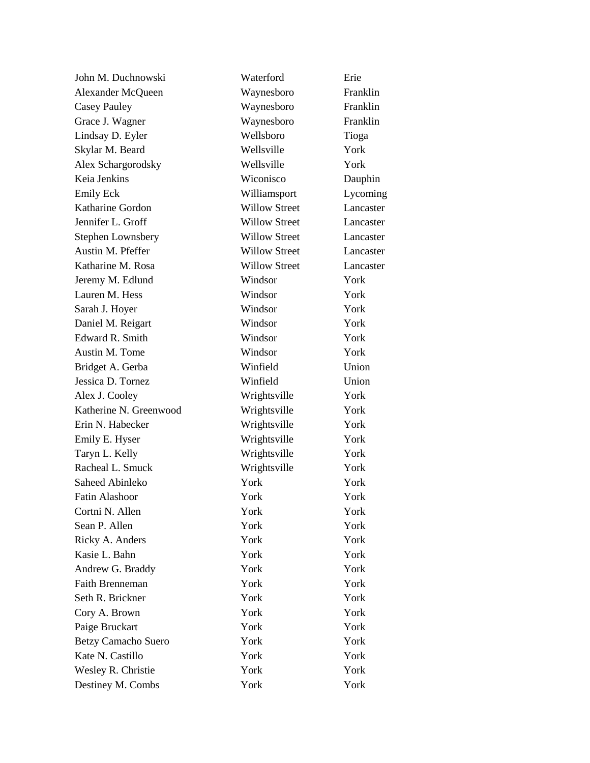| | | |
|---|---|---|
| John M. Duchnowski | Waterford | Erie |
| Alexander McQueen | Waynesboro | Franklin |
| Casey Pauley | Waynesboro | Franklin |
| Grace J. Wagner | Waynesboro | Franklin |
| Lindsay D. Eyler | Wellsboro | Tioga |
| Skylar M. Beard | Wellsville | York |
| Alex Schargorodsky | Wellsville | York |
| Keia Jenkins | Wiconisco | Dauphin |
| Emily Eck | Williamsport | Lycoming |
| Katharine Gordon | Willow Street | Lancaster |
| Jennifer L. Groff | Willow Street | Lancaster |
| Stephen Lownsbery | Willow Street | Lancaster |
| Austin M. Pfeffer | Willow Street | Lancaster |
| Katharine M. Rosa | Willow Street | Lancaster |
| Jeremy M. Edlund | Windsor | York |
| Lauren M. Hess | Windsor | York |
| Sarah J. Hoyer | Windsor | York |
| Daniel M. Reigart | Windsor | York |
| Edward R. Smith | Windsor | York |
| Austin M. Tome | Windsor | York |
| Bridget A. Gerba | Winfield | Union |
| Jessica D. Tornez | Winfield | Union |
| Alex J. Cooley | Wrightsville | York |
| Katherine N. Greenwood | Wrightsville | York |
| Erin N. Habecker | Wrightsville | York |
| Emily E. Hyser | Wrightsville | York |
| Taryn L. Kelly | Wrightsville | York |
| Racheal L. Smuck | Wrightsville | York |
| Saheed Abinleko | York | York |
| Fatin Alashoor | York | York |
| Cortni N. Allen | York | York |
| Sean P. Allen | York | York |
| Ricky A. Anders | York | York |
| Kasie L. Bahn | York | York |
| Andrew G. Braddy | York | York |
| Faith Brenneman | York | York |
| Seth R. Brickner | York | York |
| Cory A. Brown | York | York |
| Paige Bruckart | York | York |
| Betzy Camacho Suero | York | York |
| Kate N. Castillo | York | York |
| Wesley R. Christie | York | York |
| Destiney M. Combs | York | York |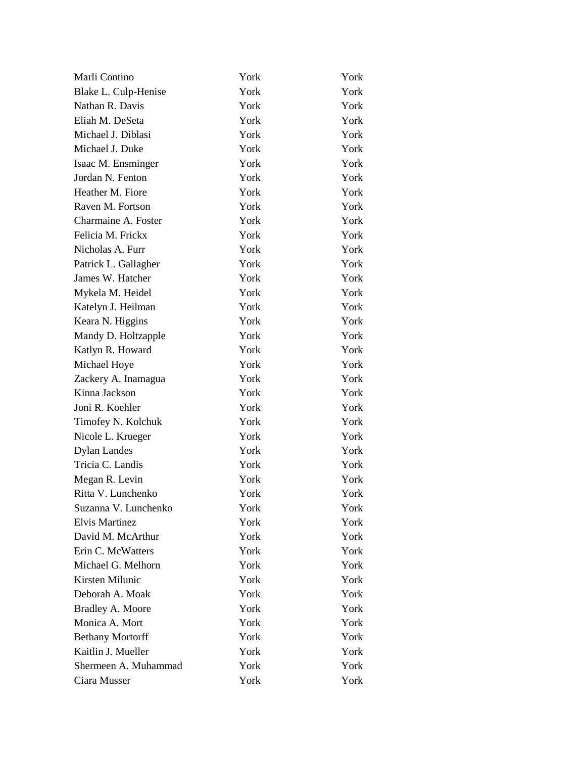| | | |
|---|---|---|
| Marli Contino | York | York |
| Blake L. Culp-Henise | York | York |
| Nathan R. Davis | York | York |
| Eliah M. DeSeta | York | York |
| Michael J. Diblasi | York | York |
| Michael J. Duke | York | York |
| Isaac M. Ensminger | York | York |
| Jordan N. Fenton | York | York |
| Heather M. Fiore | York | York |
| Raven M. Fortson | York | York |
| Charmaine A. Foster | York | York |
| Felicia M. Frickx | York | York |
| Nicholas A. Furr | York | York |
| Patrick L. Gallagher | York | York |
| James W. Hatcher | York | York |
| Mykela M. Heidel | York | York |
| Katelyn J. Heilman | York | York |
| Keara N. Higgins | York | York |
| Mandy D. Holtzapple | York | York |
| Katlyn R. Howard | York | York |
| Michael Hoye | York | York |
| Zackery A. Inamagua | York | York |
| Kinna Jackson | York | York |
| Joni R. Koehler | York | York |
| Timofey N. Kolchuk | York | York |
| Nicole L. Krueger | York | York |
| Dylan Landes | York | York |
| Tricia C. Landis | York | York |
| Megan R. Levin | York | York |
| Ritta V. Lunchenko | York | York |
| Suzanna V. Lunchenko | York | York |
| Elvis Martinez | York | York |
| David M. McArthur | York | York |
| Erin C. McWatters | York | York |
| Michael G. Melhorn | York | York |
| Kirsten Milunic | York | York |
| Deborah A. Moak | York | York |
| Bradley A. Moore | York | York |
| Monica A. Mort | York | York |
| Bethany Mortorff | York | York |
| Kaitlin J. Mueller | York | York |
| Shermeen A. Muhammad | York | York |
| Ciara Musser | York | York |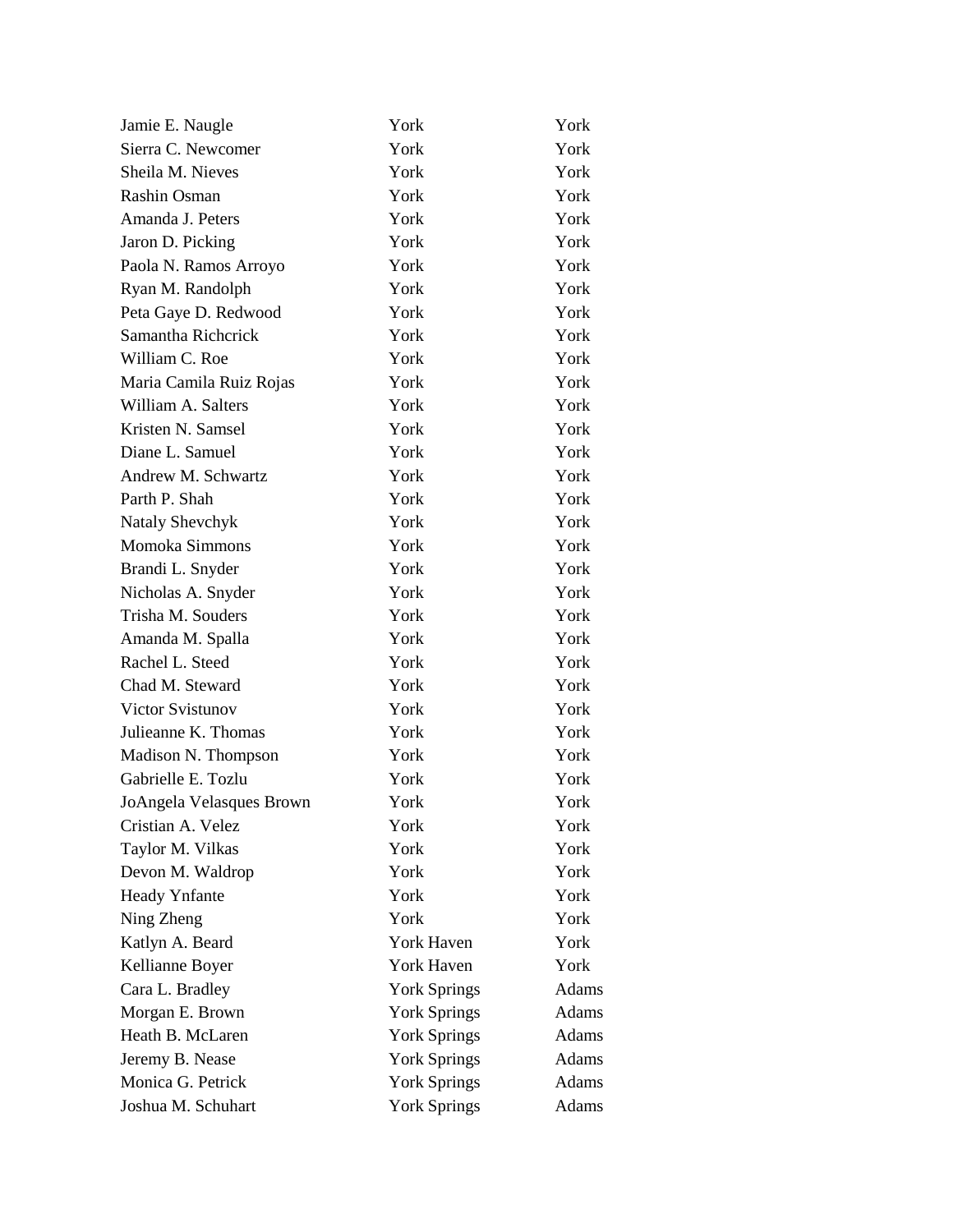| | | |
|---|---|---|
| Jamie E. Naugle | York | York |
| Sierra C. Newcomer | York | York |
| Sheila M. Nieves | York | York |
| Rashin Osman | York | York |
| Amanda J. Peters | York | York |
| Jaron D. Picking | York | York |
| Paola N. Ramos Arroyo | York | York |
| Ryan M. Randolph | York | York |
| Peta Gaye D. Redwood | York | York |
| Samantha Richcrick | York | York |
| William C. Roe | York | York |
| Maria Camila Ruiz Rojas | York | York |
| William A. Salters | York | York |
| Kristen N. Samsel | York | York |
| Diane L. Samuel | York | York |
| Andrew M. Schwartz | York | York |
| Parth P. Shah | York | York |
| Nataly Shevchyk | York | York |
| Momoka Simmons | York | York |
| Brandi L. Snyder | York | York |
| Nicholas A. Snyder | York | York |
| Trisha M. Souders | York | York |
| Amanda M. Spalla | York | York |
| Rachel L. Steed | York | York |
| Chad M. Steward | York | York |
| Victor Svistunov | York | York |
| Julieanne K. Thomas | York | York |
| Madison N. Thompson | York | York |
| Gabrielle E. Tozlu | York | York |
| JoAngela Velasques Brown | York | York |
| Cristian A. Velez | York | York |
| Taylor M. Vilkas | York | York |
| Devon M. Waldrop | York | York |
| Heady Ynfante | York | York |
| Ning Zheng | York | York |
| Katlyn A. Beard | York Haven | York |
| Kellianne Boyer | York Haven | York |
| Cara L. Bradley | York Springs | Adams |
| Morgan E. Brown | York Springs | Adams |
| Heath B. McLaren | York Springs | Adams |
| Jeremy B. Nease | York Springs | Adams |
| Monica G. Petrick | York Springs | Adams |
| Joshua M. Schuhart | York Springs | Adams |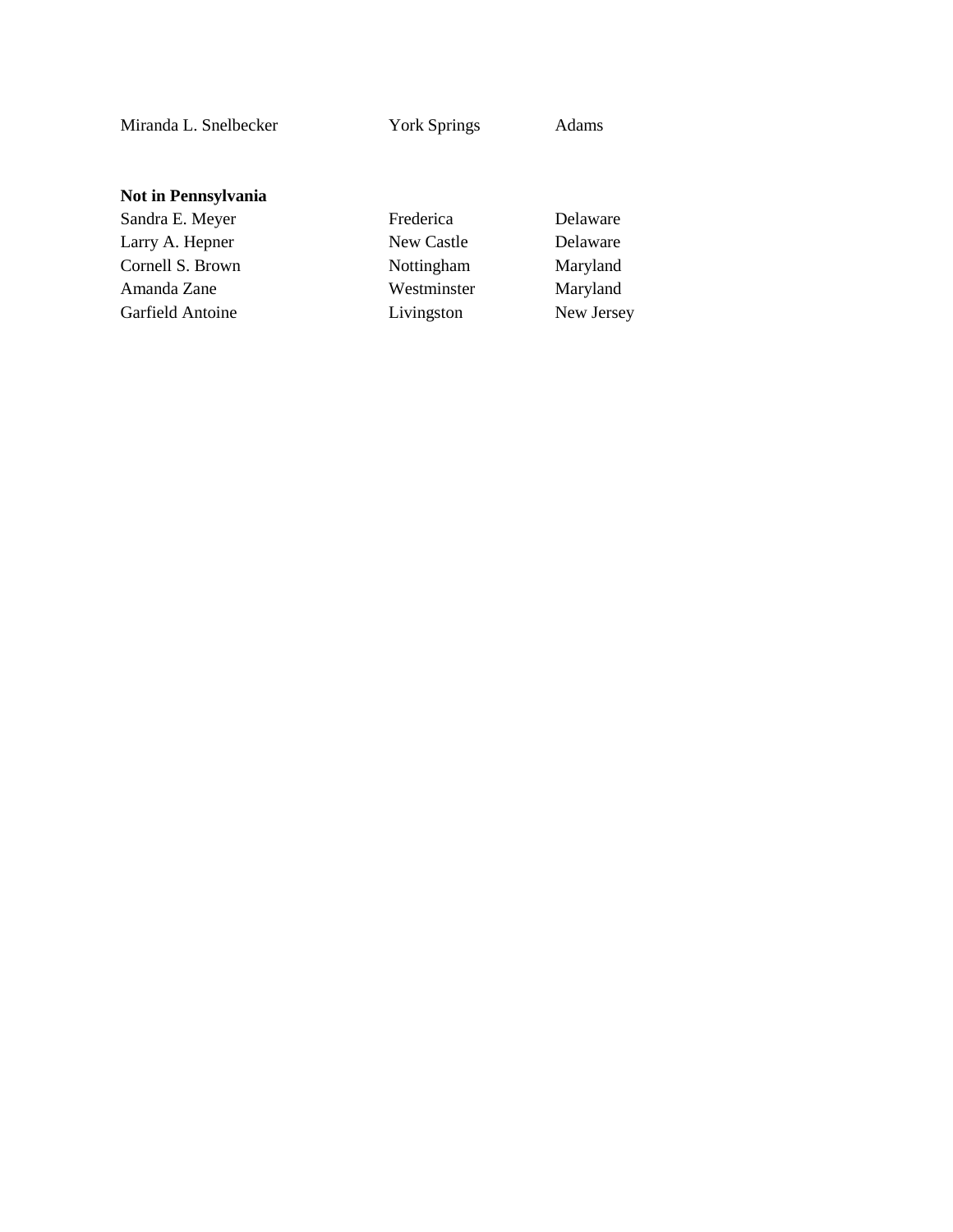| | | |
|---|---|---|
| Miranda L. Snelbecker | York Springs | Adams |

**Not in Pennsylvania**

| | | |
|---|---|---|
| Sandra E. Meyer | Frederica | Delaware |
| Larry A. Hepner | New Castle | Delaware |
| Cornell S. Brown | Nottingham | Maryland |
| Amanda Zane | Westminster | Maryland |
| Garfield Antoine | Livingston | New Jersey |